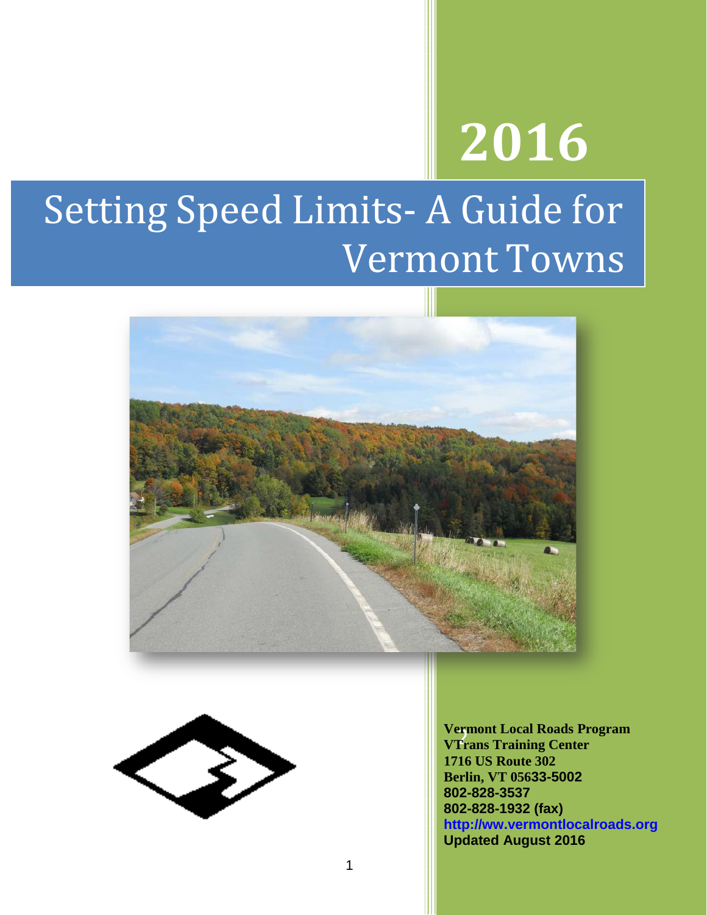# 2016

# Setting Speed Limits- A Guide for Vermont Towns

**Vermont Local Roads Program**
**VTrans Training Center**
**1716 US Route 302**
**Berlin, VT 05633-5002**
**802-828-3537**
**802-828-1932 (fax)**
**http://ww.vermontlocalroads.org**
**Updated August 2016**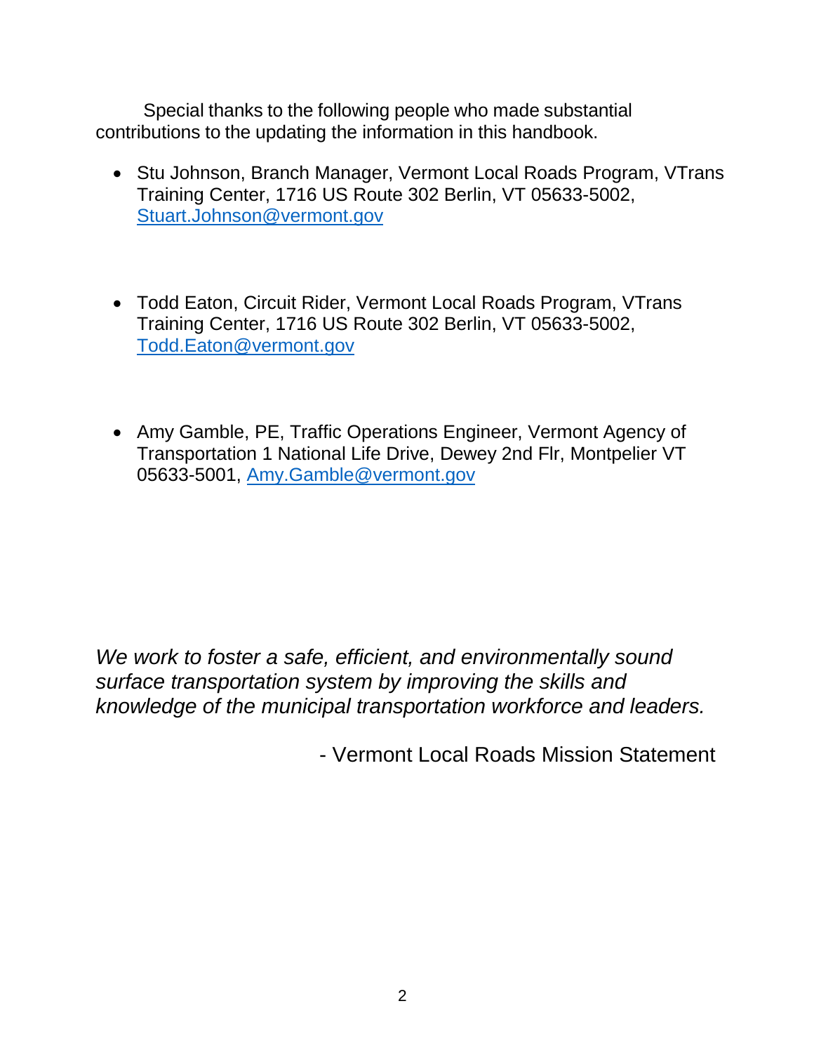Special thanks to the following people who made substantial contributions to the updating the information in this handbook.

- Stu Johnson, Branch Manager, Vermont Local Roads Program, VTrans Training Center, 1716 US Route 302 Berlin, VT 05633-5002, Stuart.Johnson@vermont.gov

- Todd Eaton, Circuit Rider, Vermont Local Roads Program, VTrans Training Center, 1716 US Route 302 Berlin, VT 05633-5002, Todd.Eaton@vermont.gov

- Amy Gamble, PE, Traffic Operations Engineer, Vermont Agency of Transportation 1 National Life Drive, Dewey 2nd Flr, Montpelier VT 05633-5001, Amy.Gamble@vermont.gov

*We work to foster a safe, efficient, and environmentally sound surface transportation system by improving the skills and knowledge of the municipal transportation workforce and leaders.*

- Vermont Local Roads Mission Statement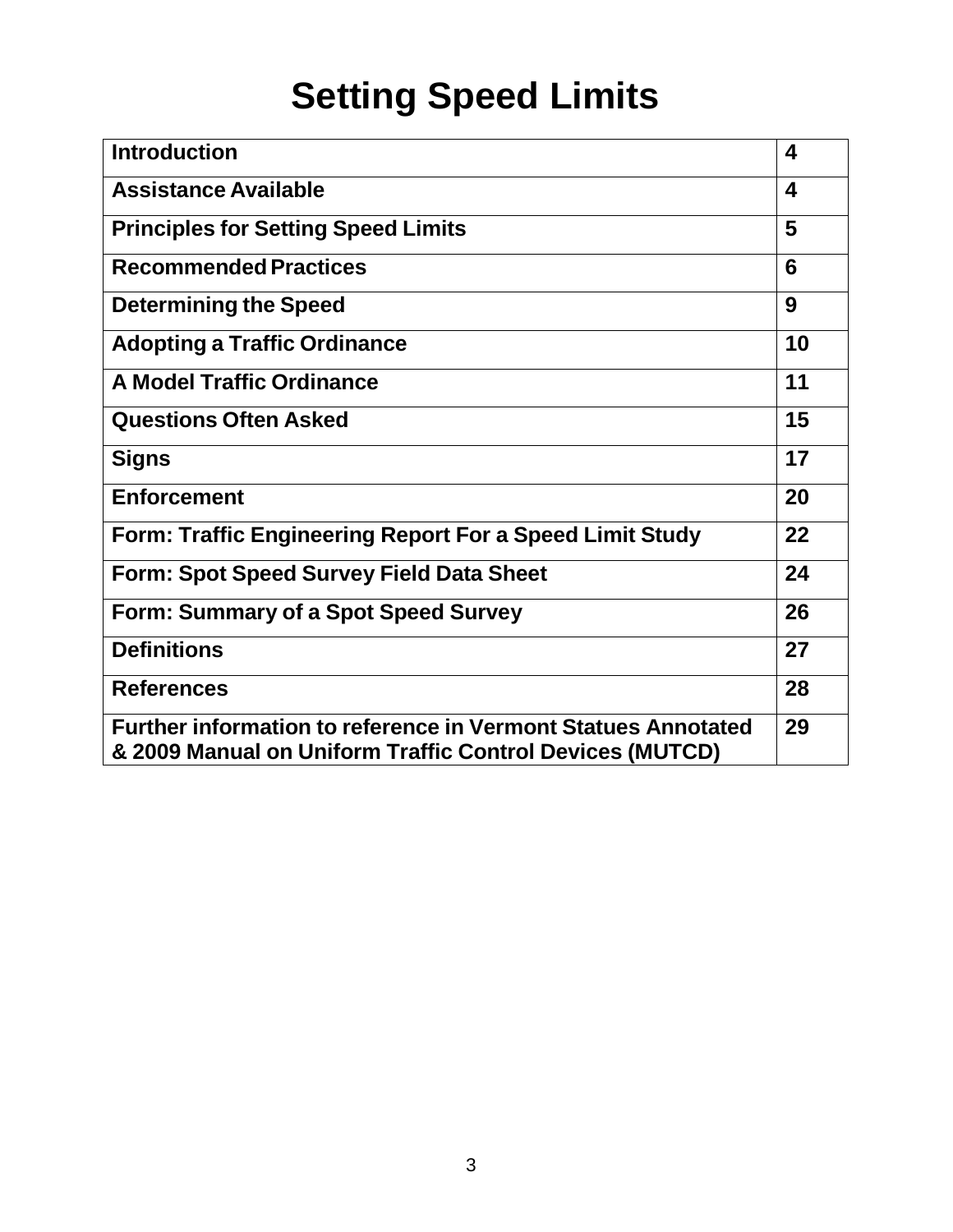# Setting Speed Limits

| | |
|---|---|
| **Introduction** | **4** |
| **Assistance Available** | **4** |
| **Principles for Setting Speed Limits** | **5** |
| **Recommended Practices** | **6** |
| **Determining the Speed** | **9** |
| **Adopting a Traffic Ordinance** | **10** |
| **A Model Traffic Ordinance** | **11** |
| **Questions Often Asked** | **15** |
| **Signs** | **17** |
| **Enforcement** | **20** |
| **Form: Traffic Engineering Report For a Speed Limit Study** | **22** |
| **Form: Spot Speed Survey Field Data Sheet** | **24** |
| **Form: Summary of a Spot Speed Survey** | **26** |
| **Definitions** | **27** |
| **References** | **28** |
| **Further information to reference in Vermont Statues Annotated & 2009 Manual on Uniform Traffic Control Devices (MUTCD)** | **29** |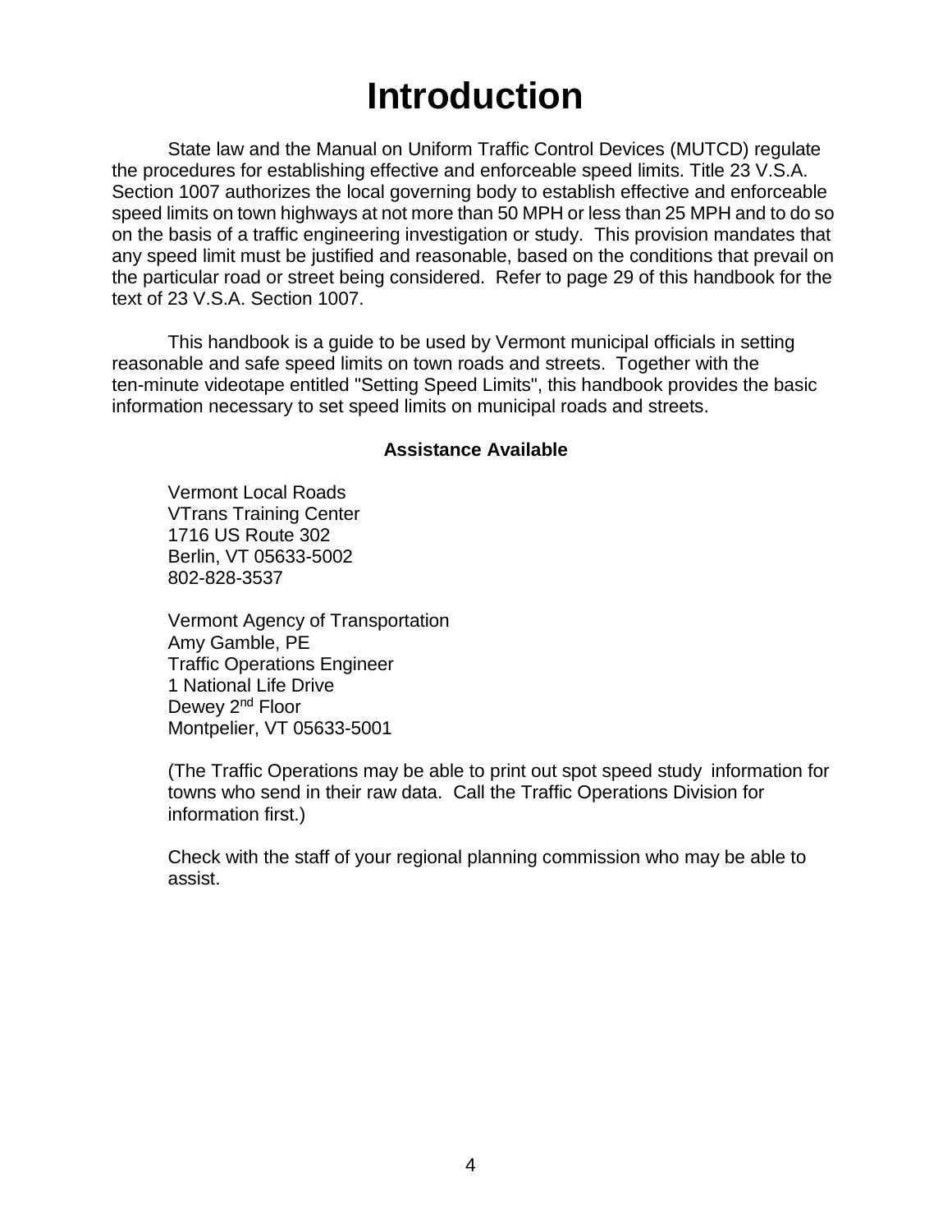# Introduction

State law and the Manual on Uniform Traffic Control Devices (MUTCD) regulate the procedures for establishing effective and enforceable speed limits. Title 23 V.S.A. Section 1007 authorizes the local governing body to establish effective and enforceable speed limits on town highways at not more than 50 MPH or less than 25 MPH and to do so on the basis of a traffic engineering investigation or study. This provision mandates that any speed limit must be justified and reasonable, based on the conditions that prevail on the particular road or street being considered. Refer to page 29 of this handbook for the text of 23 V.S.A. Section 1007.

This handbook is a guide to be used by Vermont municipal officials in setting reasonable and safe speed limits on town roads and streets. Together with the ten-minute videotape entitled "Setting Speed Limits", this handbook provides the basic information necessary to set speed limits on municipal roads and streets.

**Assistance Available**

Vermont Local Roads
VTrans Training Center
1716 US Route 302
Berlin, VT 05633-5002
802-828-3537

Vermont Agency of Transportation
Amy Gamble, PE
Traffic Operations Engineer
1 National Life Drive
Dewey 2nd Floor
Montpelier, VT 05633-5001

(The Traffic Operations may be able to print out spot speed study information for towns who send in their raw data. Call the Traffic Operations Division for information first.)

Check with the staff of your regional planning commission who may be able to assist.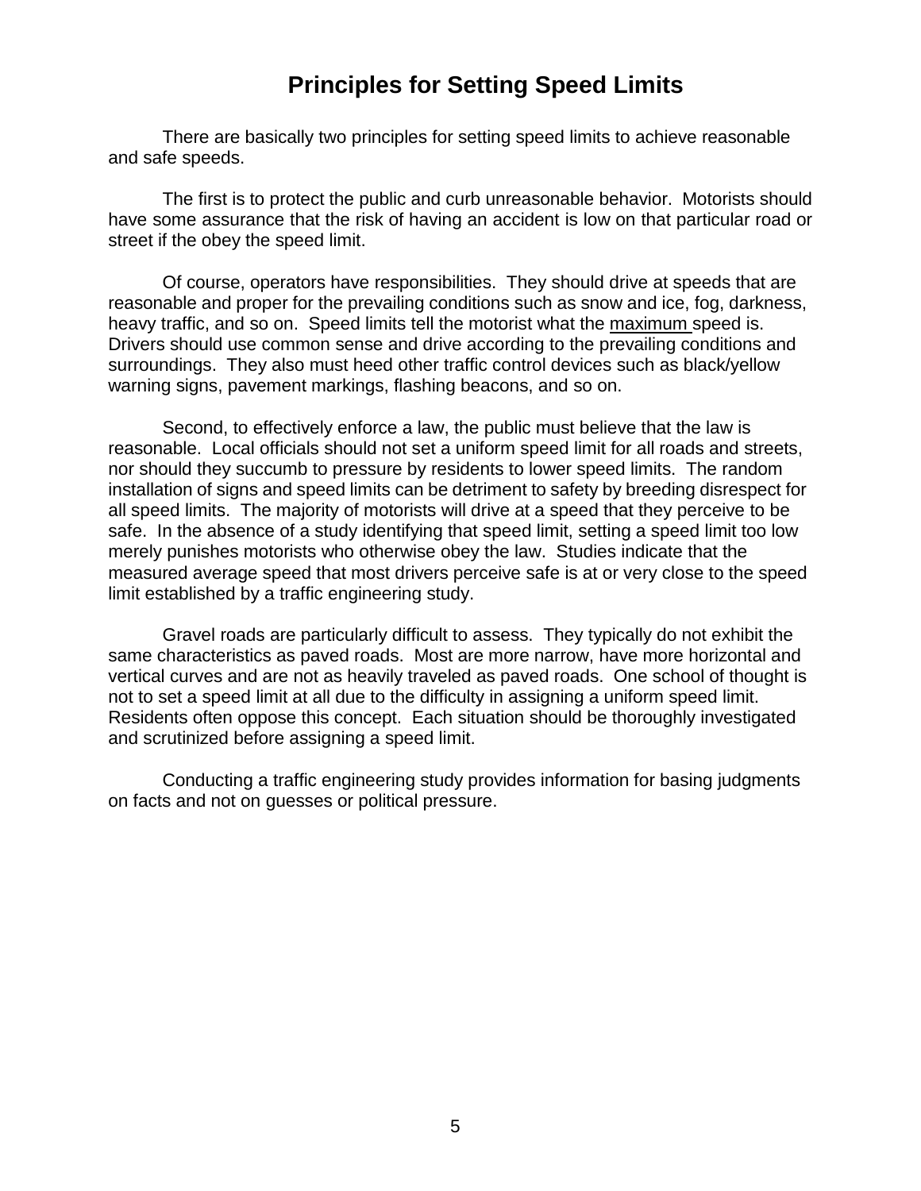# Principles for Setting Speed Limits

There are basically two principles for setting speed limits to achieve reasonable and safe speeds.

The first is to protect the public and curb unreasonable behavior. Motorists should have some assurance that the risk of having an accident is low on that particular road or street if the obey the speed limit.

Of course, operators have responsibilities. They should drive at speeds that are reasonable and proper for the prevailing conditions such as snow and ice, fog, darkness, heavy traffic, and so on. Speed limits tell the motorist what the <u>maximum</u> speed is. Drivers should use common sense and drive according to the prevailing conditions and surroundings. They also must heed other traffic control devices such as black/yellow warning signs, pavement markings, flashing beacons, and so on.

Second, to effectively enforce a law, the public must believe that the law is reasonable. Local officials should not set a uniform speed limit for all roads and streets, nor should they succumb to pressure by residents to lower speed limits. The random installation of signs and speed limits can be detriment to safety by breeding disrespect for all speed limits. The majority of motorists will drive at a speed that they perceive to be safe. In the absence of a study identifying that speed limit, setting a speed limit too low merely punishes motorists who otherwise obey the law. Studies indicate that the measured average speed that most drivers perceive safe is at or very close to the speed limit established by a traffic engineering study.

Gravel roads are particularly difficult to assess. They typically do not exhibit the same characteristics as paved roads. Most are more narrow, have more horizontal and vertical curves and are not as heavily traveled as paved roads. One school of thought is not to set a speed limit at all due to the difficulty in assigning a uniform speed limit. Residents often oppose this concept. Each situation should be thoroughly investigated and scrutinized before assigning a speed limit.

Conducting a traffic engineering study provides information for basing judgments on facts and not on guesses or political pressure.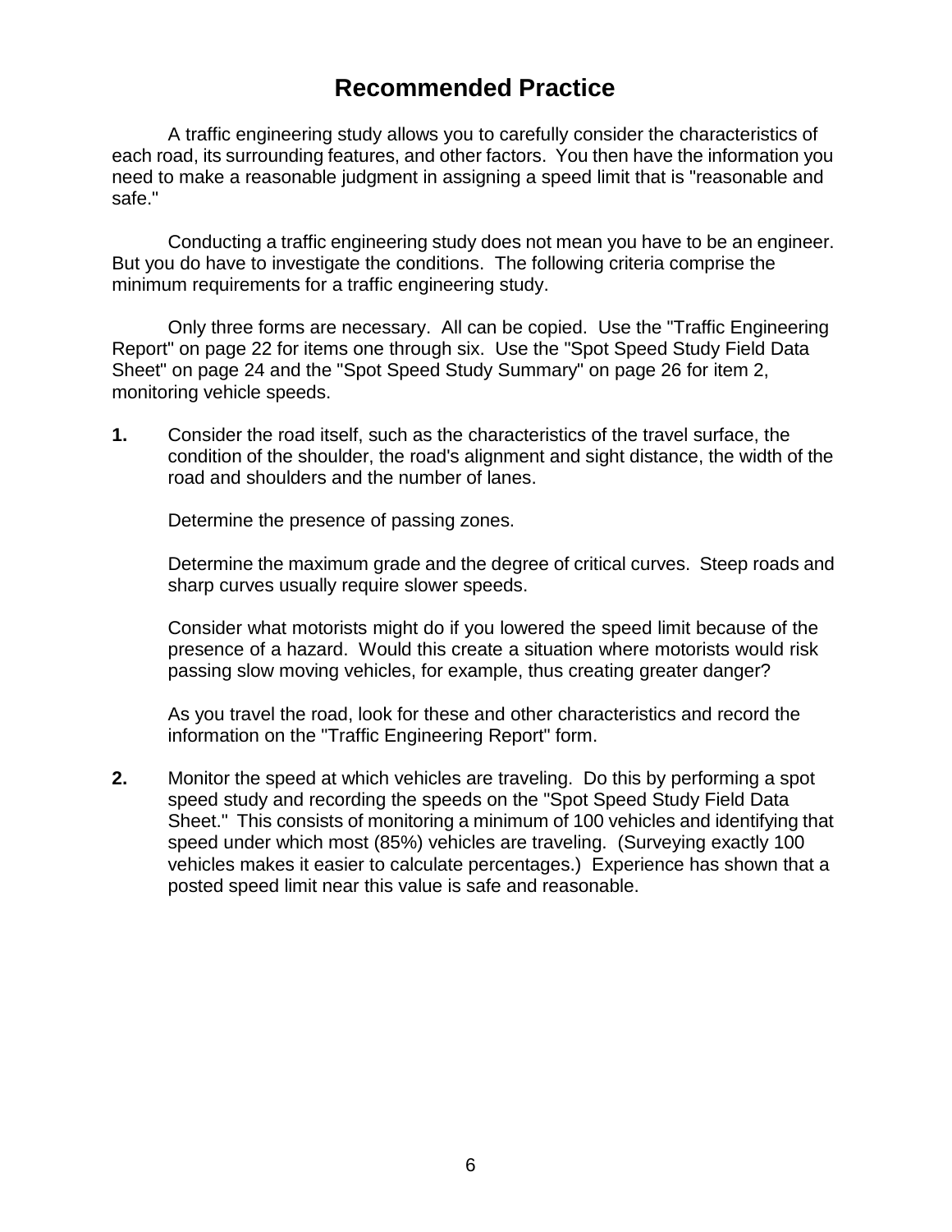# Recommended Practice

A traffic engineering study allows you to carefully consider the characteristics of each road, its surrounding features, and other factors. You then have the information you need to make a reasonable judgment in assigning a speed limit that is "reasonable and safe."

Conducting a traffic engineering study does not mean you have to be an engineer. But you do have to investigate the conditions. The following criteria comprise the minimum requirements for a traffic engineering study.

Only three forms are necessary. All can be copied. Use the "Traffic Engineering Report" on page 22 for items one through six. Use the "Spot Speed Study Field Data Sheet" on page 24 and the "Spot Speed Study Summary" on page 26 for item 2, monitoring vehicle speeds.

**1.** Consider the road itself, such as the characteristics of the travel surface, the condition of the shoulder, the road's alignment and sight distance, the width of the road and shoulders and the number of lanes.

Determine the presence of passing zones.

Determine the maximum grade and the degree of critical curves. Steep roads and sharp curves usually require slower speeds.

Consider what motorists might do if you lowered the speed limit because of the presence of a hazard. Would this create a situation where motorists would risk passing slow moving vehicles, for example, thus creating greater danger?

As you travel the road, look for these and other characteristics and record the information on the "Traffic Engineering Report" form.

**2.** Monitor the speed at which vehicles are traveling. Do this by performing a spot speed study and recording the speeds on the "Spot Speed Study Field Data Sheet." This consists of monitoring a minimum of 100 vehicles and identifying that speed under which most (85%) vehicles are traveling. (Surveying exactly 100 vehicles makes it easier to calculate percentages.) Experience has shown that a posted speed limit near this value is safe and reasonable.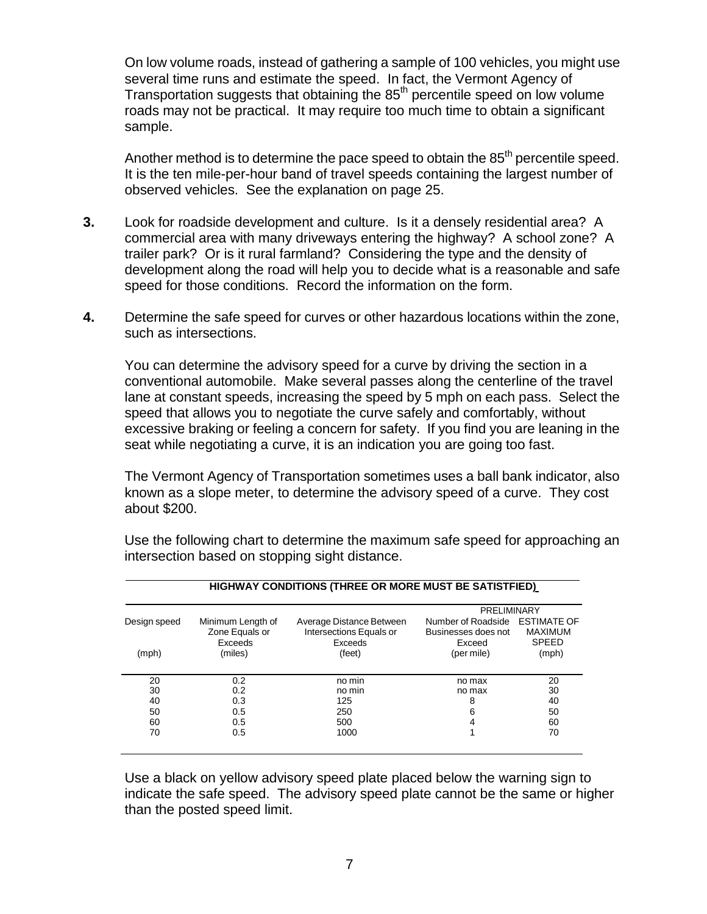On low volume roads, instead of gathering a sample of 100 vehicles, you might use several time runs and estimate the speed. In fact, the Vermont Agency of Transportation suggests that obtaining the 85th percentile speed on low volume roads may not be practical. It may require too much time to obtain a significant sample.

Another method is to determine the pace speed to obtain the 85th percentile speed. It is the ten mile-per-hour band of travel speeds containing the largest number of observed vehicles. See the explanation on page 25.

**3.** Look for roadside development and culture. Is it a densely residential area? A commercial area with many driveways entering the highway? A school zone? A trailer park? Or is it rural farmland? Considering the type and the density of development along the road will help you to decide what is a reasonable and safe speed for those conditions. Record the information on the form.

**4.** Determine the safe speed for curves or other hazardous locations within the zone, such as intersections.

You can determine the advisory speed for a curve by driving the section in a conventional automobile. Make several passes along the centerline of the travel lane at constant speeds, increasing the speed by 5 mph on each pass. Select the speed that allows you to negotiate the curve safely and comfortably, without excessive braking or feeling a concern for safety. If you find you are leaning in the seat while negotiating a curve, it is an indication you are going too fast.

The Vermont Agency of Transportation sometimes uses a ball bank indicator, also known as a slope meter, to determine the advisory speed of a curve. They cost about $200.

Use the following chart to determine the maximum safe speed for approaching an intersection based on stopping sight distance.

**HIGHWAY CONDITIONS (THREE OR MORE MUST BE SATISTFIED)**

| Design speed (mph) | Minimum Length of Zone Equals or Exceeds (miles) | Average Distance Between Intersections Equals or Exceeds (feet) | Number of Roadside Businesses does not Exceed (per mile) | PRELIMINARY ESTIMATE OF MAXIMUM SPEED (mph) |
|---|---|---|---|---|
| 20 | 0.2 | no min | no max | 20 |
| 30 | 0.2 | no min | no max | 30 |
| 40 | 0.3 | 125 | 8 | 40 |
| 50 | 0.5 | 250 | 6 | 50 |
| 60 | 0.5 | 500 | 4 | 60 |
| 70 | 0.5 | 1000 | 1 | 70 |

Use a black on yellow advisory speed plate placed below the warning sign to indicate the safe speed. The advisory speed plate cannot be the same or higher than the posted speed limit.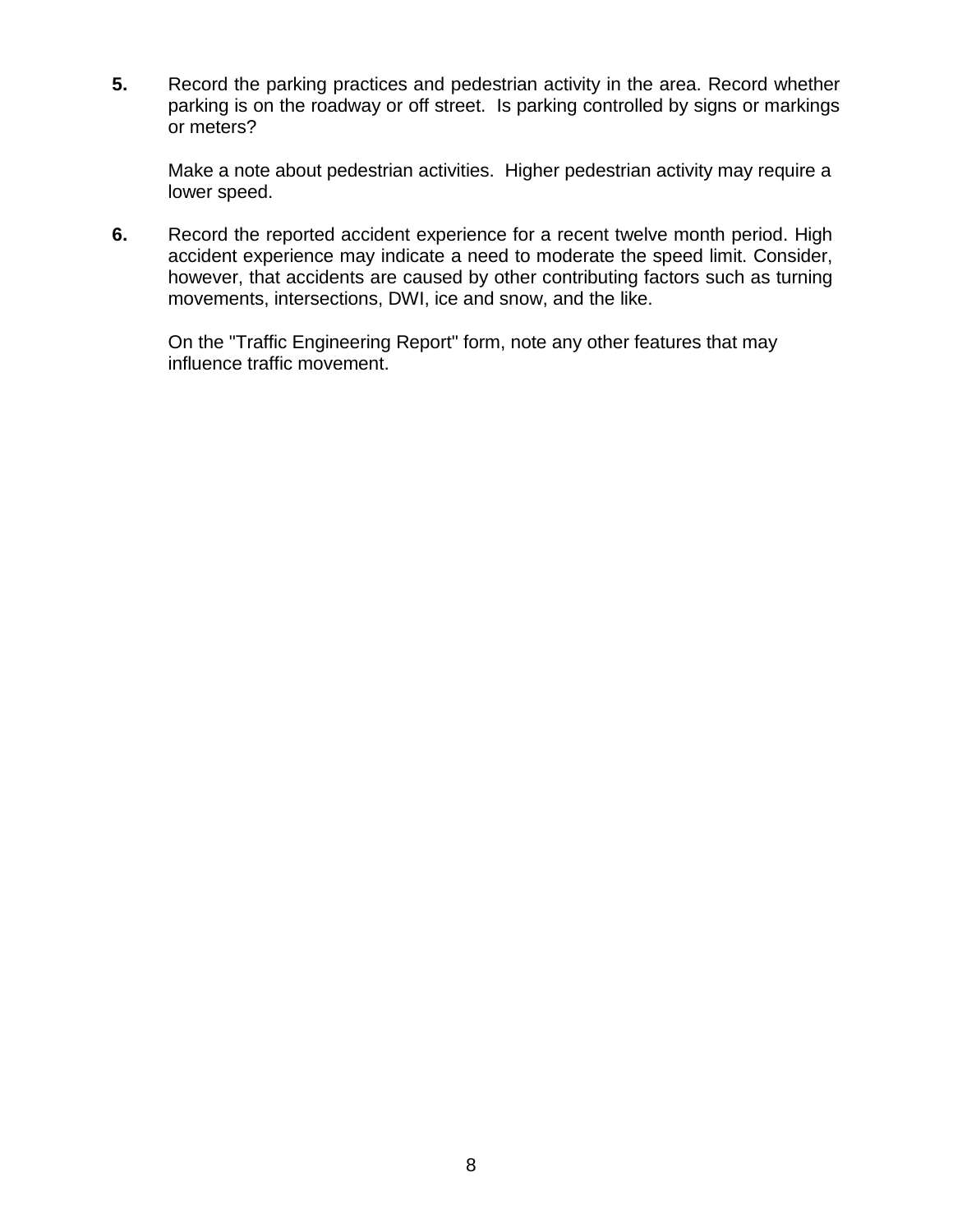**5.** Record the parking practices and pedestrian activity in the area. Record whether parking is on the roadway or off street. Is parking controlled by signs or markings or meters?

Make a note about pedestrian activities. Higher pedestrian activity may require a lower speed.

**6.** Record the reported accident experience for a recent twelve month period. High accident experience may indicate a need to moderate the speed limit. Consider, however, that accidents are caused by other contributing factors such as turning movements, intersections, DWI, ice and snow, and the like.

On the "Traffic Engineering Report" form, note any other features that may influence traffic movement.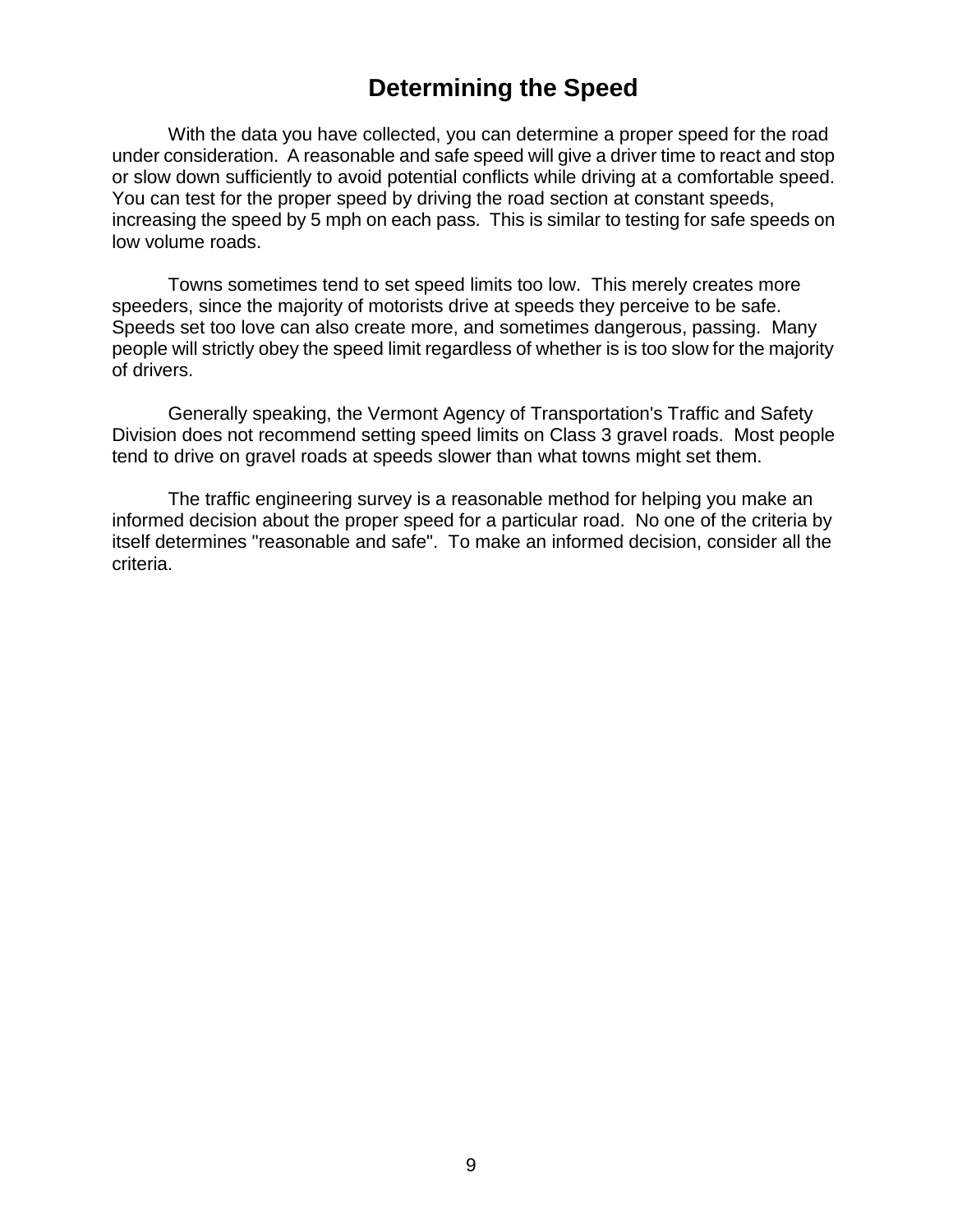# Determining the Speed

With the data you have collected, you can determine a proper speed for the road under consideration. A reasonable and safe speed will give a driver time to react and stop or slow down sufficiently to avoid potential conflicts while driving at a comfortable speed. You can test for the proper speed by driving the road section at constant speeds, increasing the speed by 5 mph on each pass. This is similar to testing for safe speeds on low volume roads.

Towns sometimes tend to set speed limits too low. This merely creates more speeders, since the majority of motorists drive at speeds they perceive to be safe. Speeds set too love can also create more, and sometimes dangerous, passing. Many people will strictly obey the speed limit regardless of whether is is too slow for the majority of drivers.

Generally speaking, the Vermont Agency of Transportation's Traffic and Safety Division does not recommend setting speed limits on Class 3 gravel roads. Most people tend to drive on gravel roads at speeds slower than what towns might set them.

The traffic engineering survey is a reasonable method for helping you make an informed decision about the proper speed for a particular road. No one of the criteria by itself determines "reasonable and safe". To make an informed decision, consider all the criteria.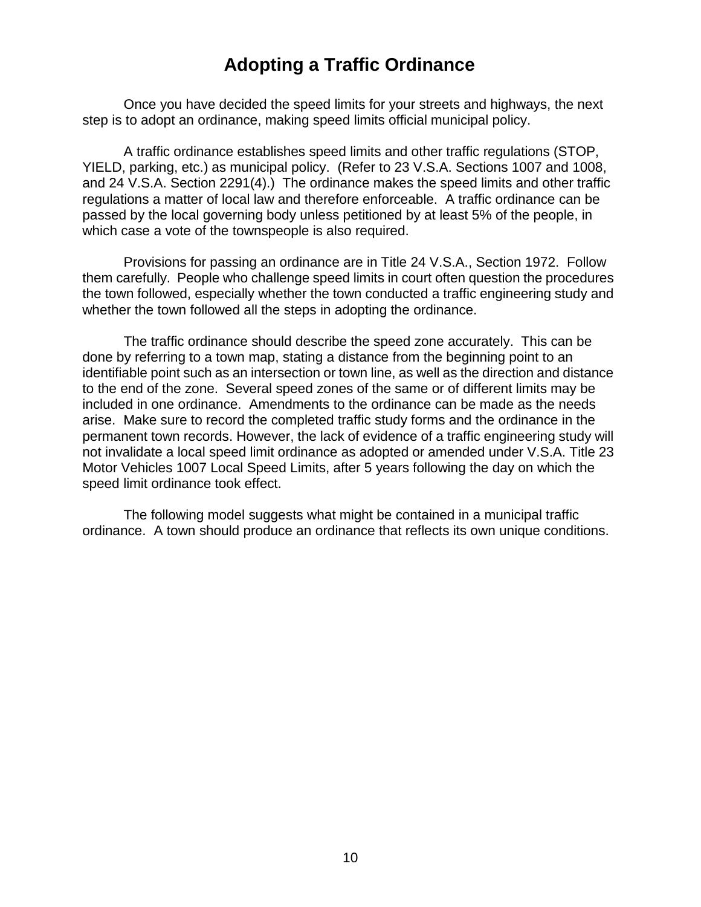# Adopting a Traffic Ordinance

Once you have decided the speed limits for your streets and highways, the next step is to adopt an ordinance, making speed limits official municipal policy.

A traffic ordinance establishes speed limits and other traffic regulations (STOP, YIELD, parking, etc.) as municipal policy. (Refer to 23 V.S.A. Sections 1007 and 1008, and 24 V.S.A. Section 2291(4).) The ordinance makes the speed limits and other traffic regulations a matter of local law and therefore enforceable. A traffic ordinance can be passed by the local governing body unless petitioned by at least 5% of the people, in which case a vote of the townspeople is also required.

Provisions for passing an ordinance are in Title 24 V.S.A., Section 1972. Follow them carefully. People who challenge speed limits in court often question the procedures the town followed, especially whether the town conducted a traffic engineering study and whether the town followed all the steps in adopting the ordinance.

The traffic ordinance should describe the speed zone accurately. This can be done by referring to a town map, stating a distance from the beginning point to an identifiable point such as an intersection or town line, as well as the direction and distance to the end of the zone. Several speed zones of the same or of different limits may be included in one ordinance. Amendments to the ordinance can be made as the needs arise. Make sure to record the completed traffic study forms and the ordinance in the permanent town records. However, the lack of evidence of a traffic engineering study will not invalidate a local speed limit ordinance as adopted or amended under V.S.A. Title 23 Motor Vehicles 1007 Local Speed Limits, after 5 years following the day on which the speed limit ordinance took effect.

The following model suggests what might be contained in a municipal traffic ordinance. A town should produce an ordinance that reflects its own unique conditions.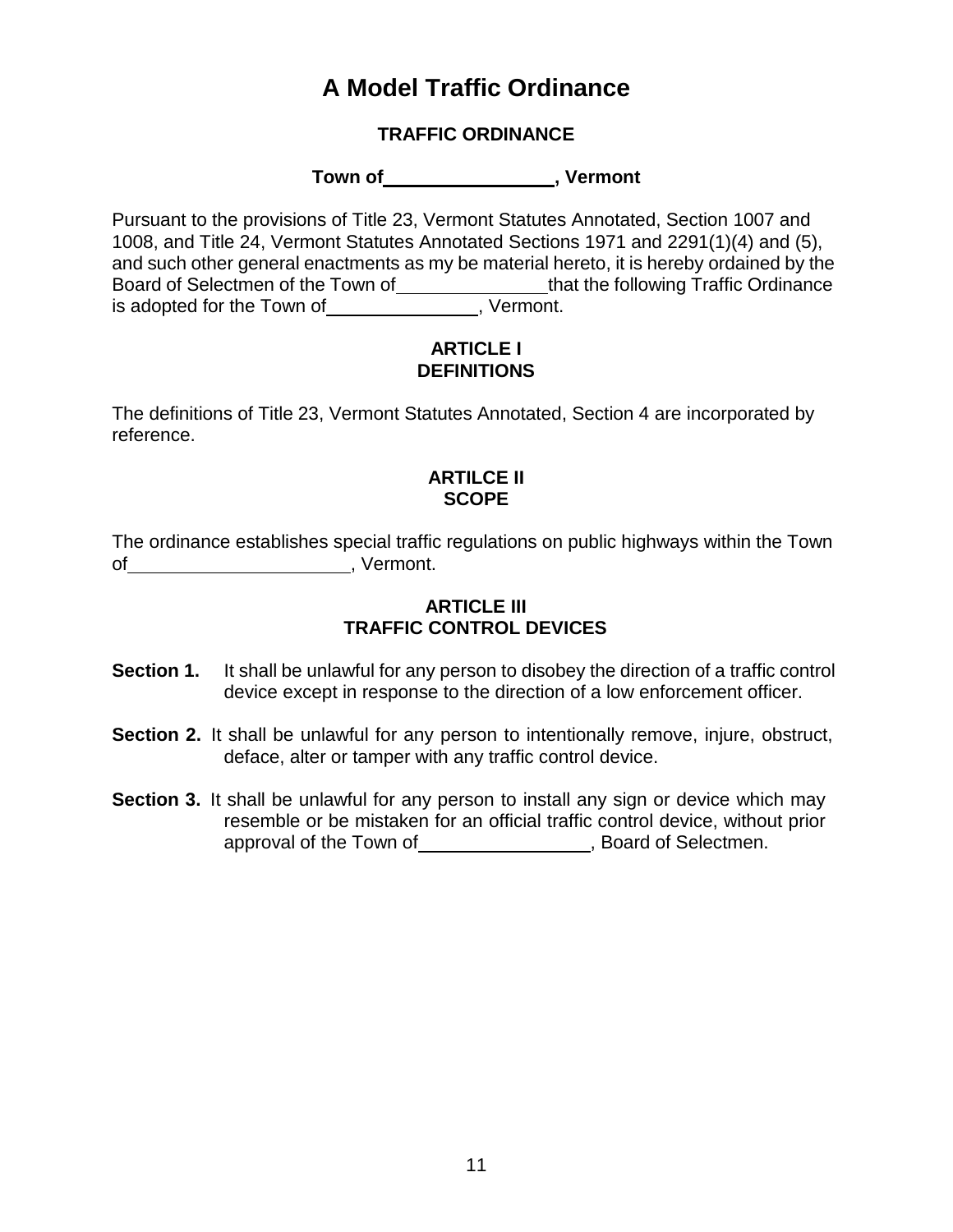# A Model Traffic Ordinance

### TRAFFIC ORDINANCE

### Town of ________________, Vermont

Pursuant to the provisions of Title 23, Vermont Statutes Annotated, Section 1007 and 1008, and Title 24, Vermont Statutes Annotated Sections 1971 and 2291(1)(4) and (5), and such other general enactments as my be material hereto, it is hereby ordained by the Board of Selectmen of the Town of ______________ that the following Traffic Ordinance is adopted for the Town of ______________, Vermont.

### ARTICLE I
### DEFINITIONS

The definitions of Title 23, Vermont Statutes Annotated, Section 4 are incorporated by reference.

### ARTILCE II
### SCOPE

The ordinance establishes special traffic regulations on public highways within the Town of ____________________, Vermont.

### ARTICLE III
### TRAFFIC CONTROL DEVICES

**Section 1.** It shall be unlawful for any person to disobey the direction of a traffic control device except in response to the direction of a low enforcement officer.

**Section 2.** It shall be unlawful for any person to intentionally remove, injure, obstruct, deface, alter or tamper with any traffic control device.

**Section 3.** It shall be unlawful for any person to install any sign or device which may resemble or be mistaken for an official traffic control device, without prior approval of the Town of ________________, Board of Selectmen.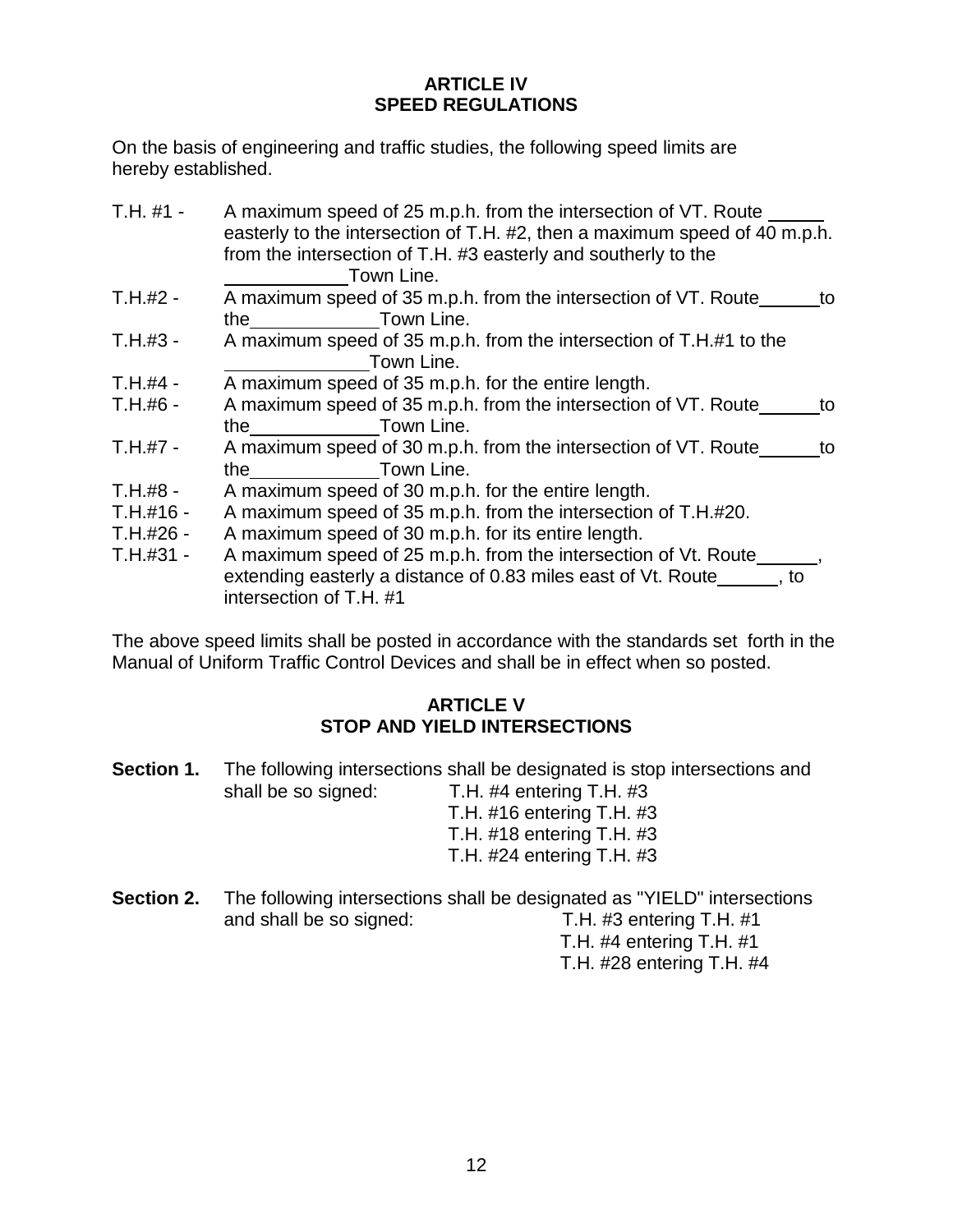## ARTICLE IV
## SPEED REGULATIONS

On the basis of engineering and traffic studies, the following speed limits are hereby established.

T.H. #1 - A maximum speed of 25 m.p.h. from the intersection of VT. Route ______ easterly to the intersection of T.H. #2, then a maximum speed of 40 m.p.h. from the intersection of T.H. #3 easterly and southerly to the ____________Town Line.

T.H.#2 - A maximum speed of 35 m.p.h. from the intersection of VT. Route______to the_____________Town Line.

T.H.#3 - A maximum speed of 35 m.p.h. from the intersection of T.H.#1 to the ______________Town Line.

T.H.#4 - A maximum speed of 35 m.p.h. for the entire length.

T.H.#6 - A maximum speed of 35 m.p.h. from the intersection of VT. Route______to the_____________Town Line.

T.H.#7 - A maximum speed of 30 m.p.h. from the intersection of VT. Route______to the_____________Town Line.

T.H.#8 - A maximum speed of 30 m.p.h. for the entire length.

T.H.#16 - A maximum speed of 35 m.p.h. from the intersection of T.H.#20.

T.H.#26 - A maximum speed of 30 m.p.h. for its entire length.

T.H.#31 - A maximum speed of 25 m.p.h. from the intersection of Vt. Route______, extending easterly a distance of 0.83 miles east of Vt. Route______, to intersection of T.H. #1

The above speed limits shall be posted in accordance with the standards set forth in the Manual of Uniform Traffic Control Devices and shall be in effect when so posted.

## ARTICLE V
## STOP AND YIELD INTERSECTIONS

**Section 1.** The following intersections shall be designated is stop intersections and shall be so signed:

T.H. #4 entering T.H. #3
T.H. #16 entering T.H. #3
T.H. #18 entering T.H. #3
T.H. #24 entering T.H. #3

**Section 2.** The following intersections shall be designated as "YIELD" intersections and shall be so signed:

T.H. #3 entering T.H. #1
T.H. #4 entering T.H. #1
T.H. #28 entering T.H. #4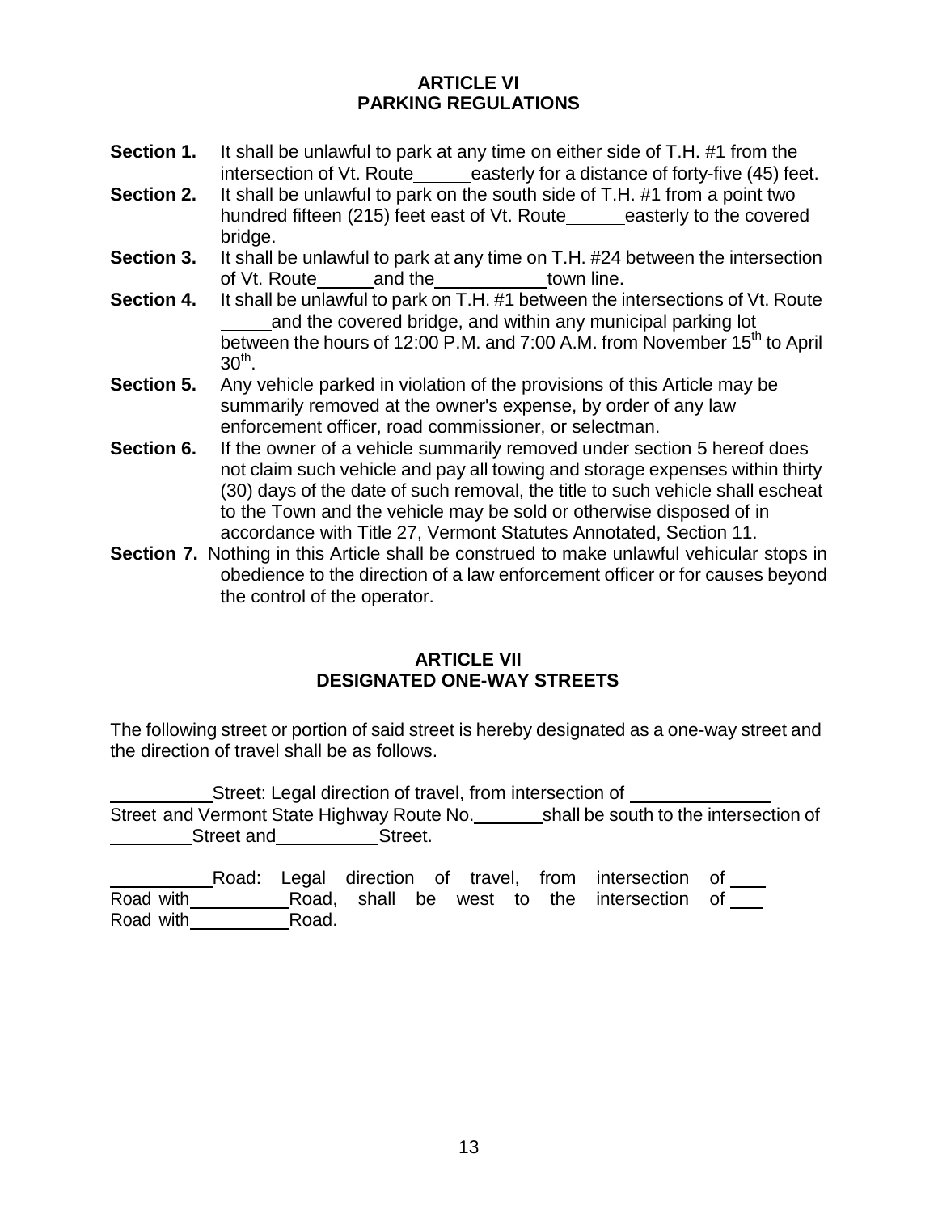## ARTICLE VI
## PARKING REGULATIONS

**Section 1.** It shall be unlawful to park at any time on either side of T.H. #1 from the intersection of Vt. Route\_\_\_\_\_\_easterly for a distance of forty-five (45) feet.

**Section 2.** It shall be unlawful to park on the south side of T.H. #1 from a point two hundred fifteen (215) feet east of Vt. Route\_\_\_\_\_\_easterly to the covered bridge.

**Section 3.** It shall be unlawful to park at any time on T.H. #24 between the intersection of Vt. Route\_\_\_\_\_\_and the\_\_\_\_\_\_\_\_\_\_\_\_town line.

**Section 4.** It shall be unlawful to park on T.H. #1 between the intersections of Vt. Route \_\_\_\_\_and the covered bridge, and within any municipal parking lot between the hours of 12:00 P.M. and 7:00 A.M. from November 15th to April 30th.

**Section 5.** Any vehicle parked in violation of the provisions of this Article may be summarily removed at the owner's expense, by order of any law enforcement officer, road commissioner, or selectman.

**Section 6.** If the owner of a vehicle summarily removed under section 5 hereof does not claim such vehicle and pay all towing and storage expenses within thirty (30) days of the date of such removal, the title to such vehicle shall escheat to the Town and the vehicle may be sold or otherwise disposed of in accordance with Title 27, Vermont Statutes Annotated, Section 11.

**Section 7.** Nothing in this Article shall be construed to make unlawful vehicular stops in obedience to the direction of a law enforcement officer or for causes beyond the control of the operator.

## ARTICLE VII
## DESIGNATED ONE-WAY STREETS

The following street or portion of said street is hereby designated as a one-way street and the direction of travel shall be as follows.

\_\_\_\_\_\_\_\_\_\_Street: Legal direction of travel, from intersection of \_\_\_\_\_\_\_\_\_\_\_\_\_\_ Street and Vermont State Highway Route No.\_\_\_\_\_\_\_shall be south to the intersection of \_\_\_\_\_\_\_\_\_Street and\_\_\_\_\_\_\_\_\_\_Street.

\_\_\_\_\_\_\_\_\_\_Road: Legal direction of travel, from intersection of \_\_\_ Road with\_\_\_\_\_\_\_\_\_\_Road, shall be west to the intersection of \_\_\_ Road with\_\_\_\_\_\_\_\_\_\_Road.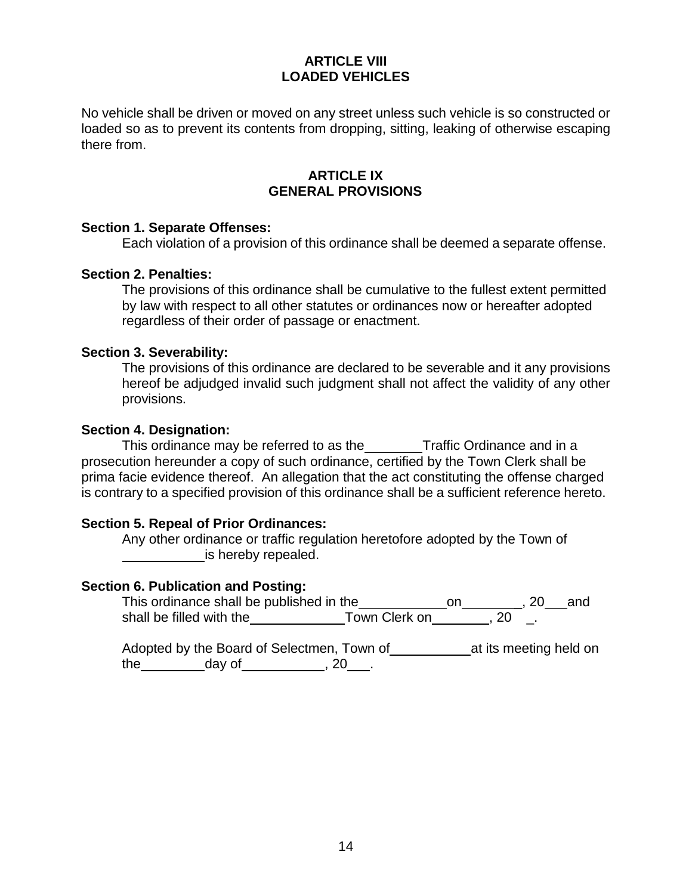## ARTICLE VIII
## LOADED VEHICLES

No vehicle shall be driven or moved on any street unless such vehicle is so constructed or loaded so as to prevent its contents from dropping, sitting, leaking of otherwise escaping there from.

## ARTICLE IX
## GENERAL PROVISIONS

**Section 1. Separate Offenses:**

Each violation of a provision of this ordinance shall be deemed a separate offense.

**Section 2. Penalties:**

The provisions of this ordinance shall be cumulative to the fullest extent permitted by law with respect to all other statutes or ordinances now or hereafter adopted regardless of their order of passage or enactment.

**Section 3. Severability:**

The provisions of this ordinance are declared to be severable and it any provisions hereof be adjudged invalid such judgment shall not affect the validity of any other provisions.

**Section 4. Designation:**

This ordinance may be referred to as the________Traffic Ordinance and in a prosecution hereunder a copy of such ordinance, certified by the Town Clerk shall be prima facie evidence thereof. An allegation that the act constituting the offense charged is contrary to a specified provision of this ordinance shall be a sufficient reference hereto.

**Section 5. Repeal of Prior Ordinances:**

Any other ordinance or traffic regulation heretofore adopted by the Town of ___________is hereby repealed.

**Section 6. Publication and Posting:**

This ordinance shall be published in the____________on________, 20___and shall be filled with the_____________Town Clerk on________, 20 _.

Adopted by the Board of Selectmen, Town of___________at its meeting held on the_________day of___________, 20___.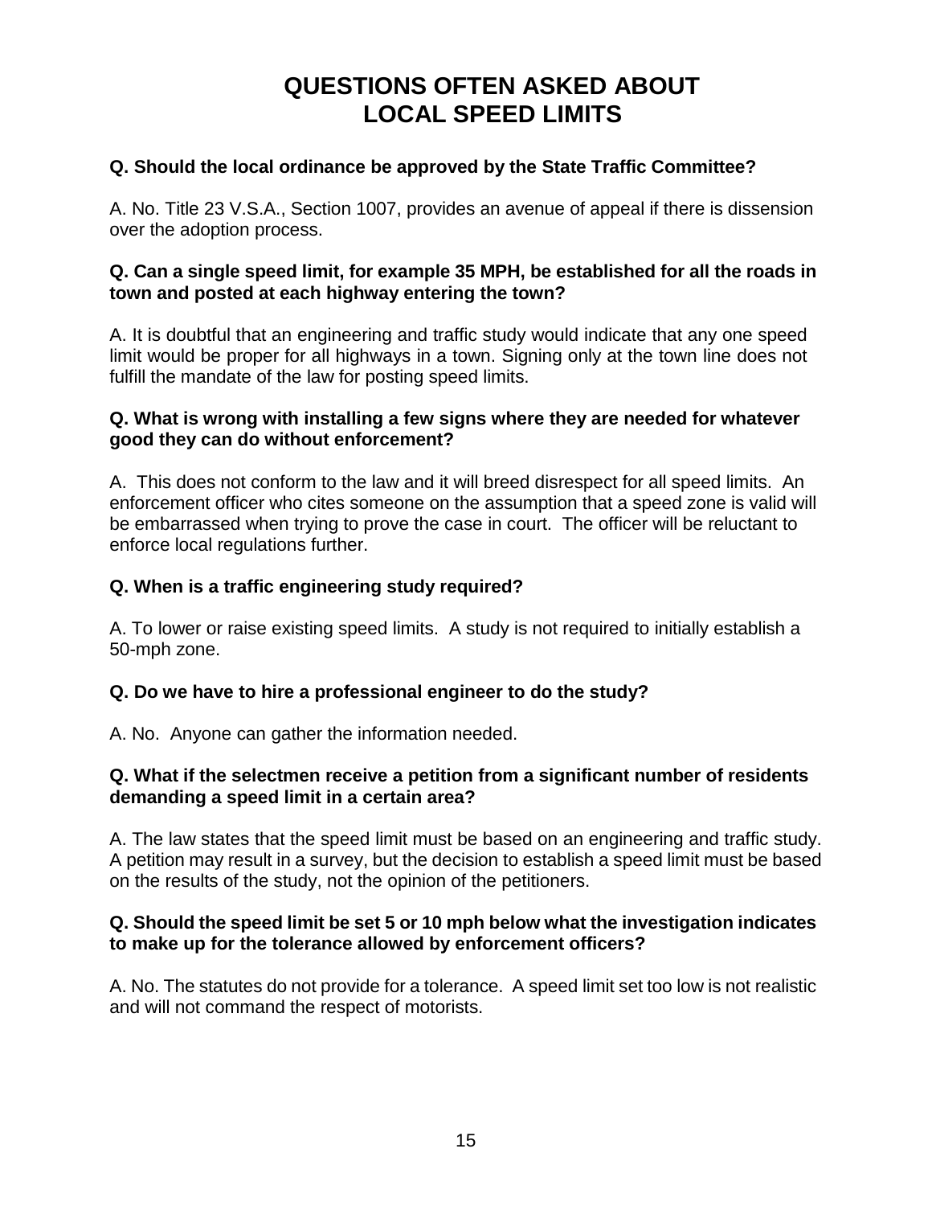# QUESTIONS OFTEN ASKED ABOUT LOCAL SPEED LIMITS

**Q. Should the local ordinance be approved by the State Traffic Committee?**

A. No. Title 23 V.S.A., Section 1007, provides an avenue of appeal if there is dissension over the adoption process.

**Q. Can a single speed limit, for example 35 MPH, be established for all the roads in town and posted at each highway entering the town?**

A. It is doubtful that an engineering and traffic study would indicate that any one speed limit would be proper for all highways in a town. Signing only at the town line does not fulfill the mandate of the law for posting speed limits.

**Q. What is wrong with installing a few signs where they are needed for whatever good they can do without enforcement?**

A. This does not conform to the law and it will breed disrespect for all speed limits. An enforcement officer who cites someone on the assumption that a speed zone is valid will be embarrassed when trying to prove the case in court. The officer will be reluctant to enforce local regulations further.

**Q. When is a traffic engineering study required?**

A. To lower or raise existing speed limits. A study is not required to initially establish a 50-mph zone.

**Q. Do we have to hire a professional engineer to do the study?**

A. No. Anyone can gather the information needed.

**Q. What if the selectmen receive a petition from a significant number of residents demanding a speed limit in a certain area?**

A. The law states that the speed limit must be based on an engineering and traffic study. A petition may result in a survey, but the decision to establish a speed limit must be based on the results of the study, not the opinion of the petitioners.

**Q. Should the speed limit be set 5 or 10 mph below what the investigation indicates to make up for the tolerance allowed by enforcement officers?**

A. No. The statutes do not provide for a tolerance. A speed limit set too low is not realistic and will not command the respect of motorists.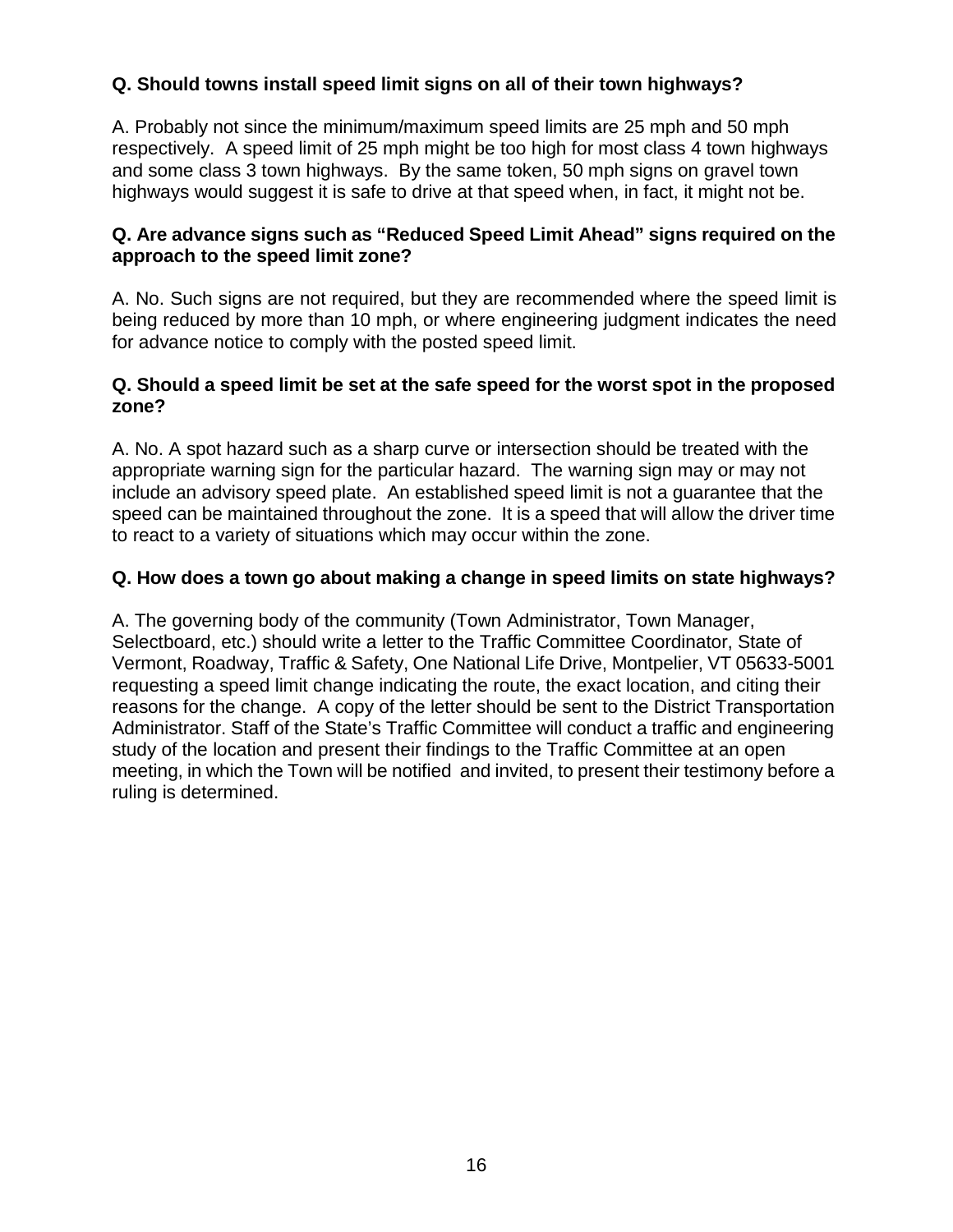**Q. Should towns install speed limit signs on all of their town highways?**

A. Probably not since the minimum/maximum speed limits are 25 mph and 50 mph respectively. A speed limit of 25 mph might be too high for most class 4 town highways and some class 3 town highways. By the same token, 50 mph signs on gravel town highways would suggest it is safe to drive at that speed when, in fact, it might not be.

**Q. Are advance signs such as "Reduced Speed Limit Ahead" signs required on the approach to the speed limit zone?**

A. No. Such signs are not required, but they are recommended where the speed limit is being reduced by more than 10 mph, or where engineering judgment indicates the need for advance notice to comply with the posted speed limit.

**Q. Should a speed limit be set at the safe speed for the worst spot in the proposed zone?**

A. No. A spot hazard such as a sharp curve or intersection should be treated with the appropriate warning sign for the particular hazard. The warning sign may or may not include an advisory speed plate. An established speed limit is not a guarantee that the speed can be maintained throughout the zone. It is a speed that will allow the driver time to react to a variety of situations which may occur within the zone.

**Q. How does a town go about making a change in speed limits on state highways?**

A. The governing body of the community (Town Administrator, Town Manager, Selectboard, etc.) should write a letter to the Traffic Committee Coordinator, State of Vermont, Roadway, Traffic & Safety, One National Life Drive, Montpelier, VT 05633-5001 requesting a speed limit change indicating the route, the exact location, and citing their reasons for the change. A copy of the letter should be sent to the District Transportation Administrator. Staff of the State's Traffic Committee will conduct a traffic and engineering study of the location and present their findings to the Traffic Committee at an open meeting, in which the Town will be notified and invited, to present their testimony before a ruling is determined.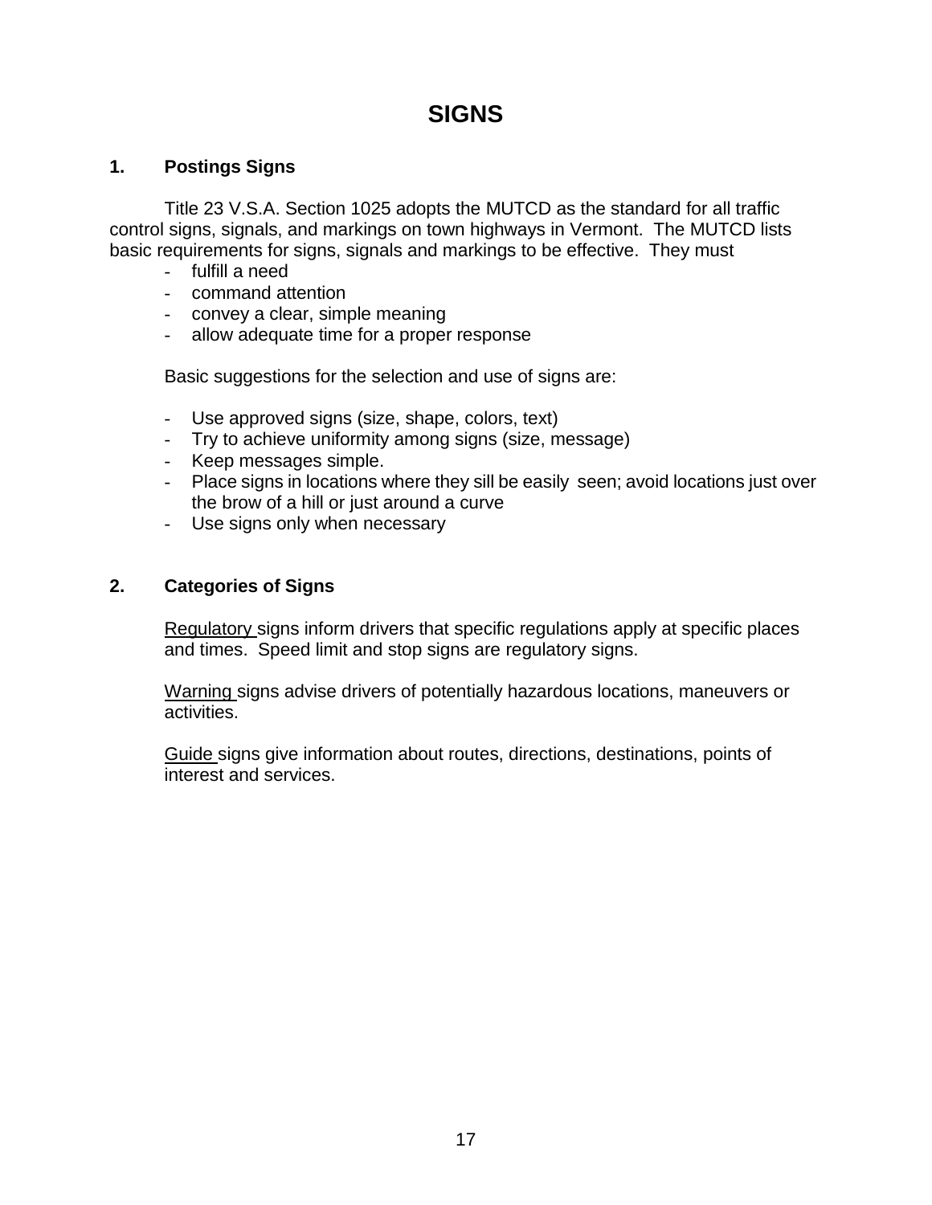# SIGNS

## 1. Postings Signs

Title 23 V.S.A. Section 1025 adopts the MUTCD as the standard for all traffic control signs, signals, and markings on town highways in Vermont. The MUTCD lists basic requirements for signs, signals and markings to be effective. They must

- fulfill a need
- command attention
- convey a clear, simple meaning
- allow adequate time for a proper response

Basic suggestions for the selection and use of signs are:

- Use approved signs (size, shape, colors, text)
- Try to achieve uniformity among signs (size, message)
- Keep messages simple.
- Place signs in locations where they sill be easily seen; avoid locations just over the brow of a hill or just around a curve
- Use signs only when necessary

## 2. Categories of Signs

Regulatory signs inform drivers that specific regulations apply at specific places and times. Speed limit and stop signs are regulatory signs.

Warning signs advise drivers of potentially hazardous locations, maneuvers or activities.

Guide signs give information about routes, directions, destinations, points of interest and services.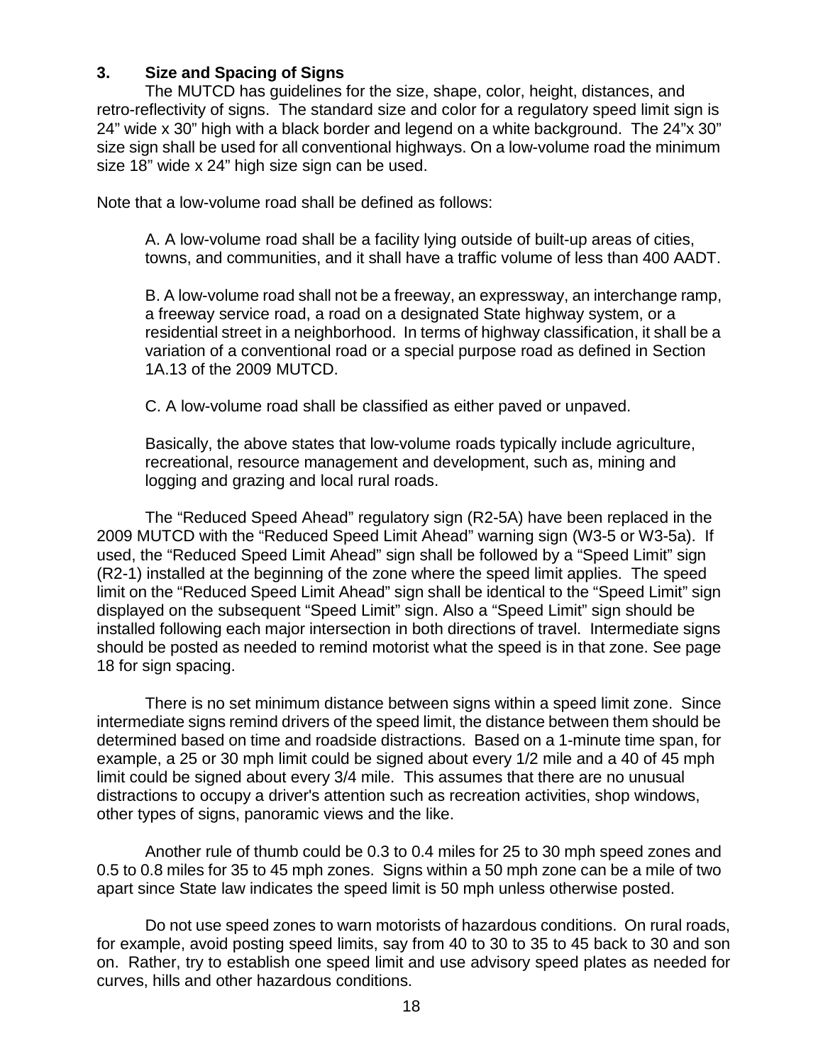### 3. Size and Spacing of Signs

The MUTCD has guidelines for the size, shape, color, height, distances, and retro-reflectivity of signs. The standard size and color for a regulatory speed limit sign is 24" wide x 30" high with a black border and legend on a white background. The 24"x 30" size sign shall be used for all conventional highways. On a low-volume road the minimum size 18" wide x 24" high size sign can be used.

Note that a low-volume road shall be defined as follows:

A. A low-volume road shall be a facility lying outside of built-up areas of cities, towns, and communities, and it shall have a traffic volume of less than 400 AADT.

B. A low-volume road shall not be a freeway, an expressway, an interchange ramp, a freeway service road, a road on a designated State highway system, or a residential street in a neighborhood. In terms of highway classification, it shall be a variation of a conventional road or a special purpose road as defined in Section 1A.13 of the 2009 MUTCD.

C. A low-volume road shall be classified as either paved or unpaved.

Basically, the above states that low-volume roads typically include agriculture, recreational, resource management and development, such as, mining and logging and grazing and local rural roads.

The "Reduced Speed Ahead" regulatory sign (R2-5A) have been replaced in the 2009 MUTCD with the "Reduced Speed Limit Ahead" warning sign (W3-5 or W3-5a). If used, the "Reduced Speed Limit Ahead" sign shall be followed by a "Speed Limit" sign (R2-1) installed at the beginning of the zone where the speed limit applies. The speed limit on the "Reduced Speed Limit Ahead" sign shall be identical to the "Speed Limit" sign displayed on the subsequent "Speed Limit" sign. Also a "Speed Limit" sign should be installed following each major intersection in both directions of travel. Intermediate signs should be posted as needed to remind motorist what the speed is in that zone. See page 18 for sign spacing.

There is no set minimum distance between signs within a speed limit zone. Since intermediate signs remind drivers of the speed limit, the distance between them should be determined based on time and roadside distractions. Based on a 1-minute time span, for example, a 25 or 30 mph limit could be signed about every 1/2 mile and a 40 of 45 mph limit could be signed about every 3/4 mile. This assumes that there are no unusual distractions to occupy a driver's attention such as recreation activities, shop windows, other types of signs, panoramic views and the like.

Another rule of thumb could be 0.3 to 0.4 miles for 25 to 30 mph speed zones and 0.5 to 0.8 miles for 35 to 45 mph zones. Signs within a 50 mph zone can be a mile of two apart since State law indicates the speed limit is 50 mph unless otherwise posted.

Do not use speed zones to warn motorists of hazardous conditions. On rural roads, for example, avoid posting speed limits, say from 40 to 30 to 35 to 45 back to 30 and son on. Rather, try to establish one speed limit and use advisory speed plates as needed for curves, hills and other hazardous conditions.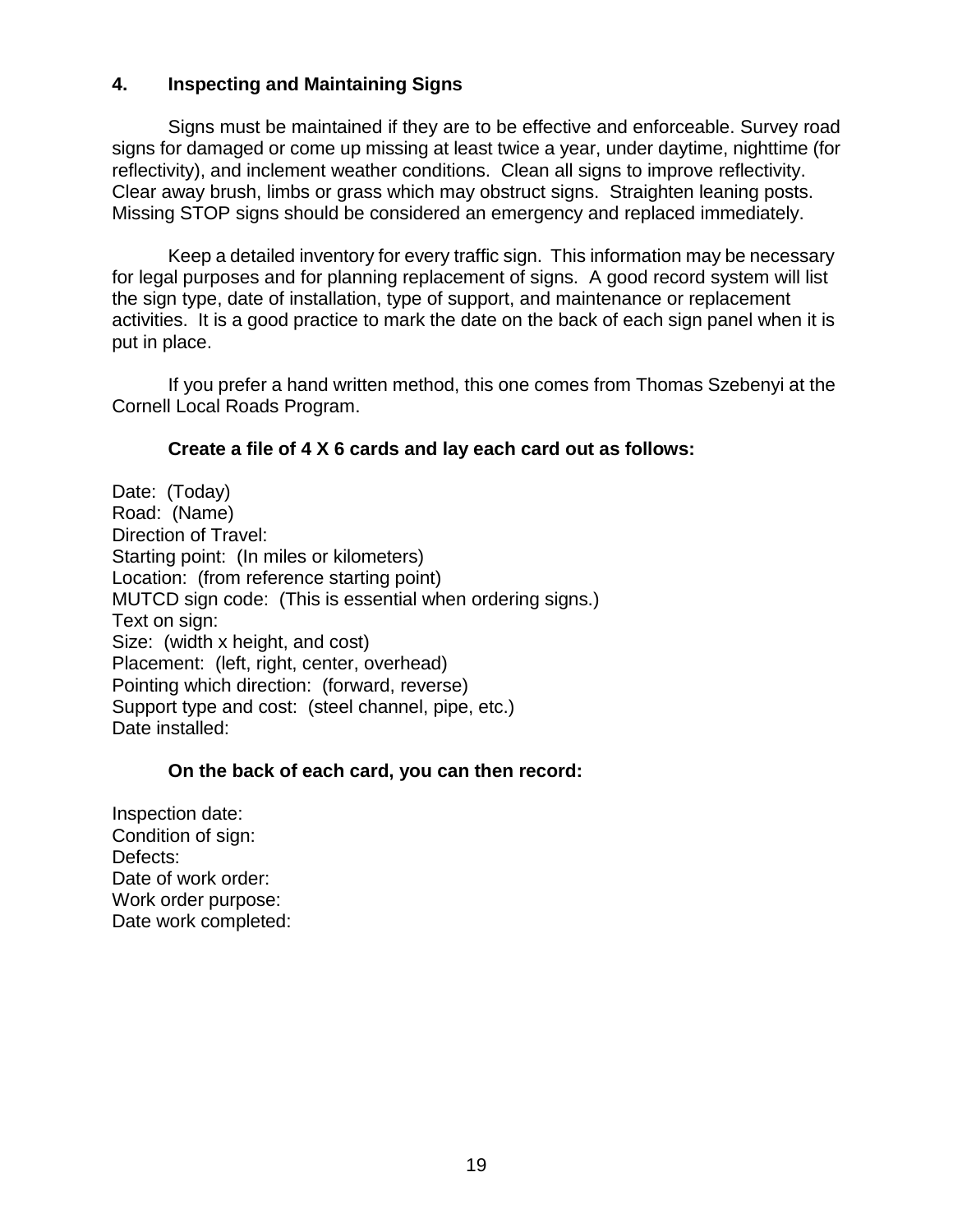## 4. Inspecting and Maintaining Signs

Signs must be maintained if they are to be effective and enforceable. Survey road signs for damaged or come up missing at least twice a year, under daytime, nighttime (for reflectivity), and inclement weather conditions. Clean all signs to improve reflectivity. Clear away brush, limbs or grass which may obstruct signs. Straighten leaning posts. Missing STOP signs should be considered an emergency and replaced immediately.

Keep a detailed inventory for every traffic sign. This information may be necessary for legal purposes and for planning replacement of signs. A good record system will list the sign type, date of installation, type of support, and maintenance or replacement activities. It is a good practice to mark the date on the back of each sign panel when it is put in place.

If you prefer a hand written method, this one comes from Thomas Szebenyi at the Cornell Local Roads Program.

**Create a file of 4 X 6 cards and lay each card out as follows:**

Date: (Today)
Road: (Name)
Direction of Travel:
Starting point: (In miles or kilometers)
Location: (from reference starting point)
MUTCD sign code: (This is essential when ordering signs.)
Text on sign:
Size: (width x height, and cost)
Placement: (left, right, center, overhead)
Pointing which direction: (forward, reverse)
Support type and cost: (steel channel, pipe, etc.)
Date installed:

**On the back of each card, you can then record:**

Inspection date:
Condition of sign:
Defects:
Date of work order:
Work order purpose:
Date work completed: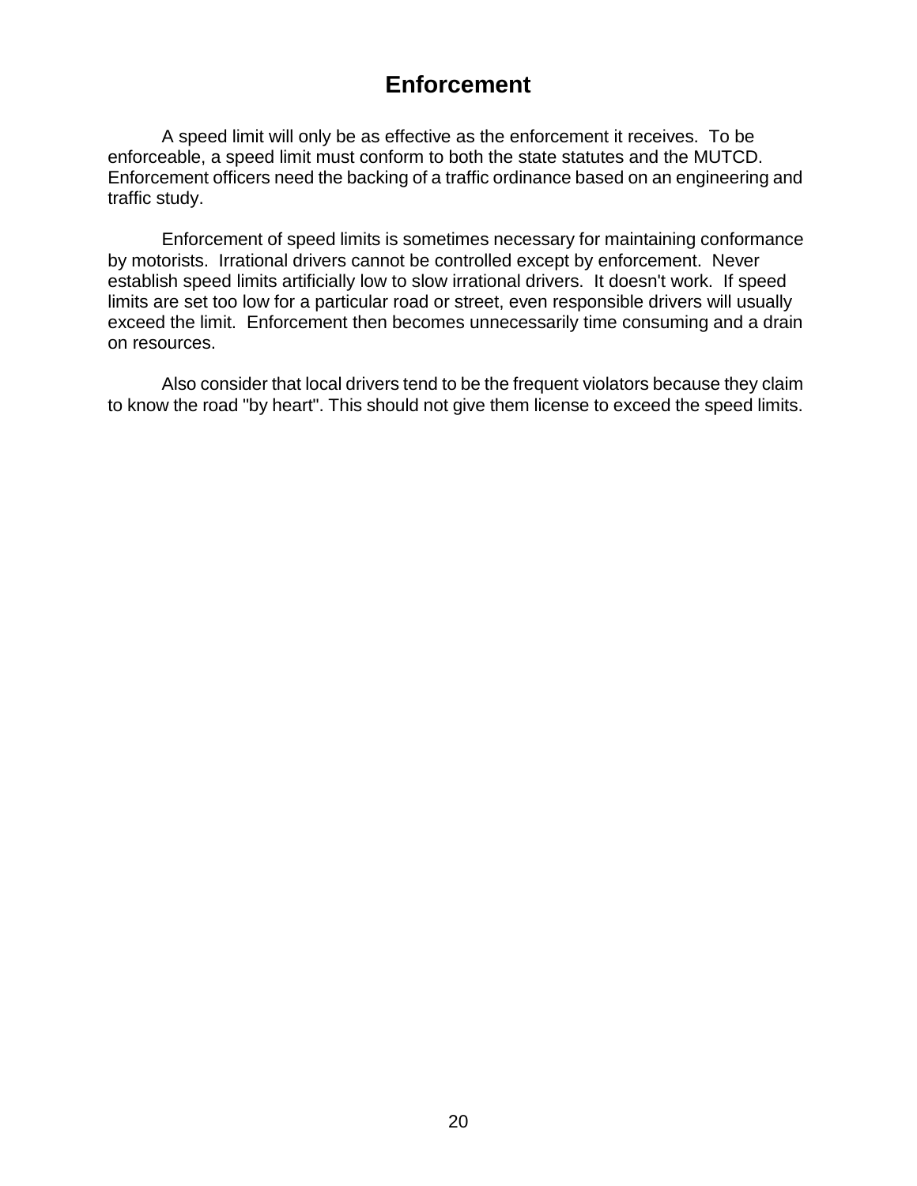# Enforcement

A speed limit will only be as effective as the enforcement it receives. To be enforceable, a speed limit must conform to both the state statutes and the MUTCD. Enforcement officers need the backing of a traffic ordinance based on an engineering and traffic study.

Enforcement of speed limits is sometimes necessary for maintaining conformance by motorists. Irrational drivers cannot be controlled except by enforcement. Never establish speed limits artificially low to slow irrational drivers. It doesn't work. If speed limits are set too low for a particular road or street, even responsible drivers will usually exceed the limit. Enforcement then becomes unnecessarily time consuming and a drain on resources.

Also consider that local drivers tend to be the frequent violators because they claim to know the road "by heart". This should not give them license to exceed the speed limits.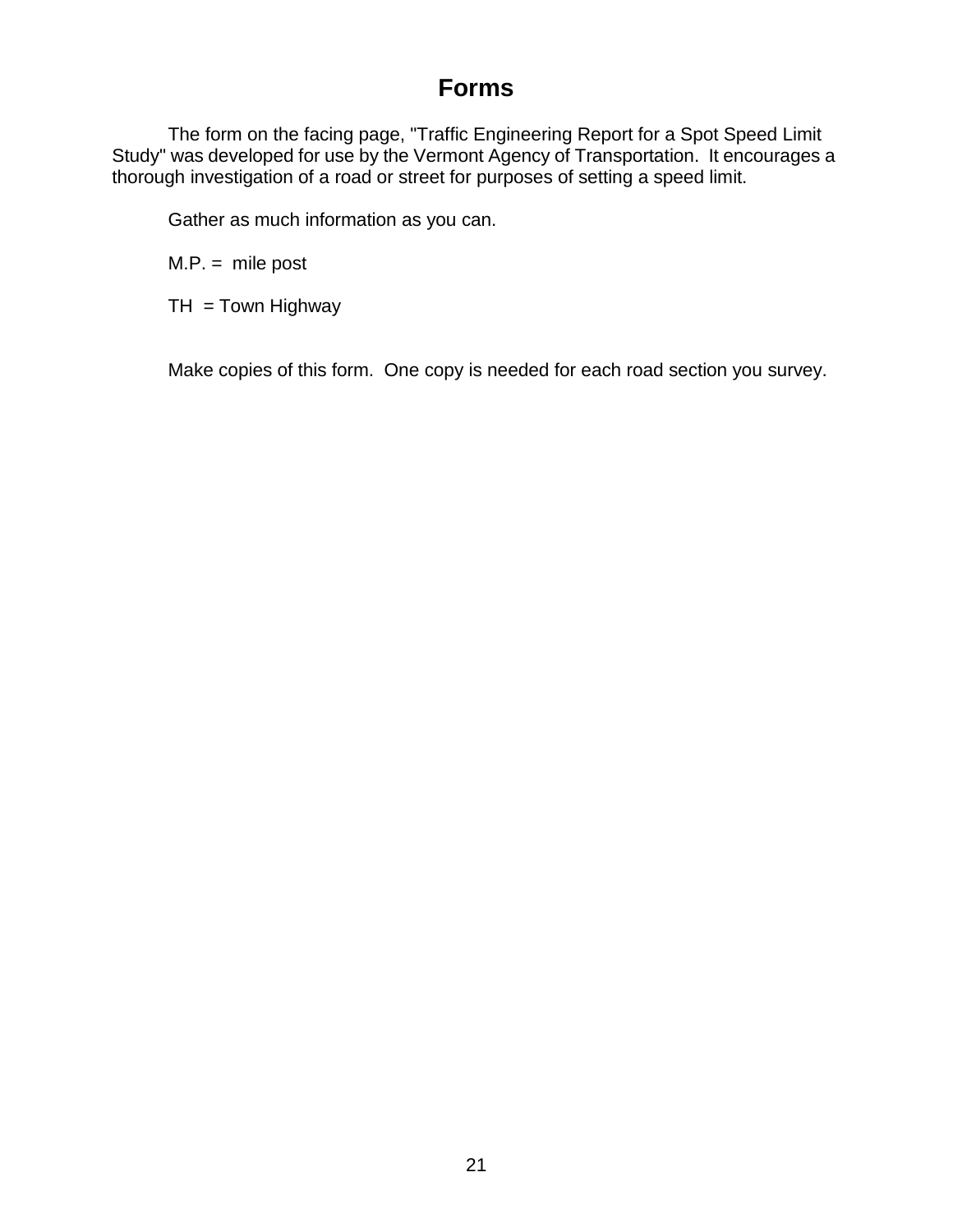# Forms

The form on the facing page, "Traffic Engineering Report for a Spot Speed Limit Study" was developed for use by the Vermont Agency of Transportation. It encourages a thorough investigation of a road or street for purposes of setting a speed limit.

Gather as much information as you can.

M.P. = mile post

TH = Town Highway

Make copies of this form. One copy is needed for each road section you survey.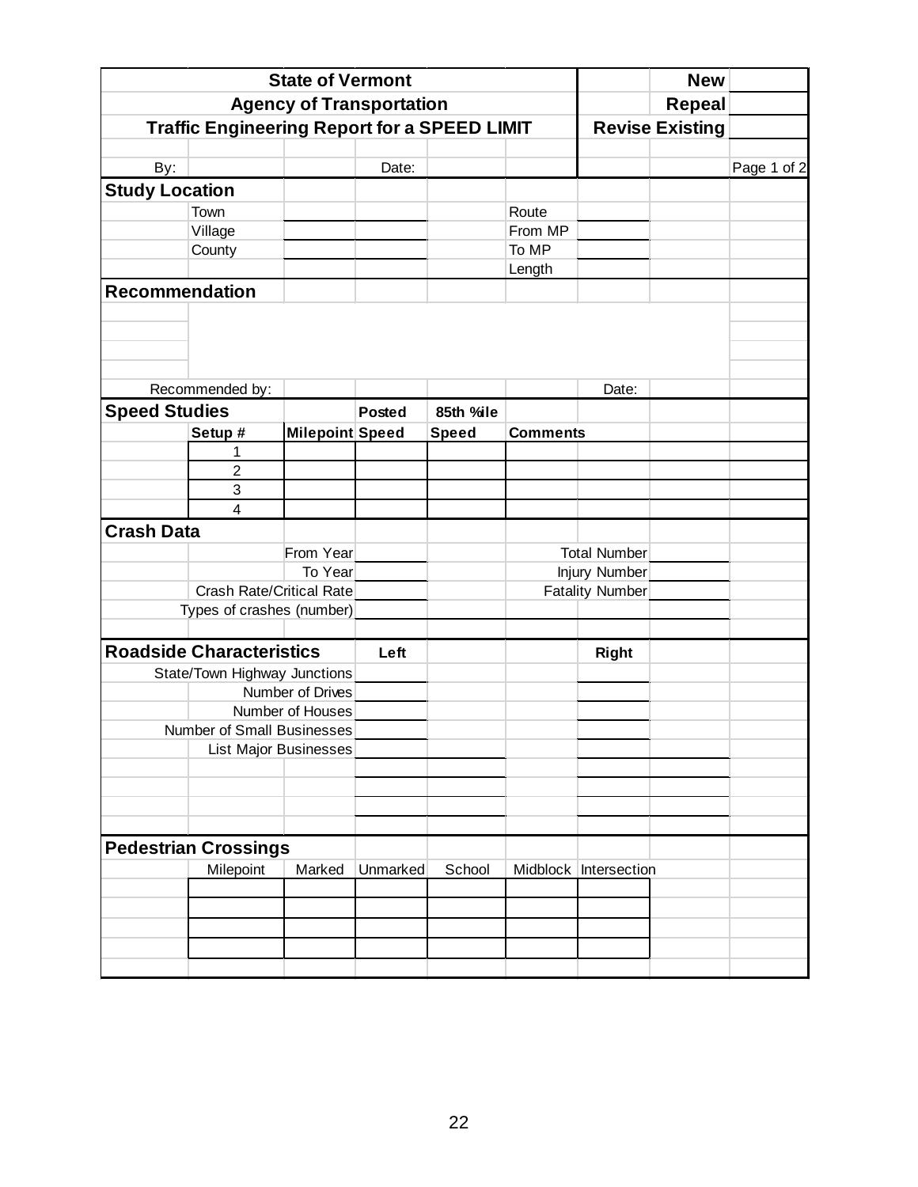**State of Vermont**
**Agency of Transportation**
**Traffic Engineering Report for a SPEED LIMIT**

| | |
|---|---|
| **New** | |
| **Repeal** | |
| **Revise Existing** | |

By: ____________ Date: ____________ Page 1 of 2

## Study Location

| | | | |
|---|---|---|---|
| Town | | Route | |
| Village | | From MP | |
| County | | To MP | |
| | | Length | |

## Recommendation

Recommended by: ____________ Date: ____________

## Speed Studies

| Setup # | Milepoint | Posted Speed | 85th %ile Speed | Comments |
|---|---|---|---|---|
| 1 | | | | |
| 2 | | | | |
| 3 | | | | |
| 4 | | | | |

## Crash Data

| | | | |
|---|---|---|---|
| From Year | | Total Number | |
| To Year | | Injury Number | |
| Crash Rate/Critical Rate | | Fatality Number | |
| Types of crashes (number) | | | |

## Roadside Characteristics

| | Left | Right |
|---|---|---|
| State/Town Highway Junctions | | |
| Number of Drives | | |
| Number of Houses | | |
| Number of Small Businesses | | |
| List Major Businesses | | |
| | | |
| | | |
| | | |

## Pedestrian Crossings

| Milepoint | Marked | Unmarked | School | Midblock | Intersection |
|---|---|---|---|---|---|
| | | | | | |
| | | | | | |
| | | | | | |
| | | | | | |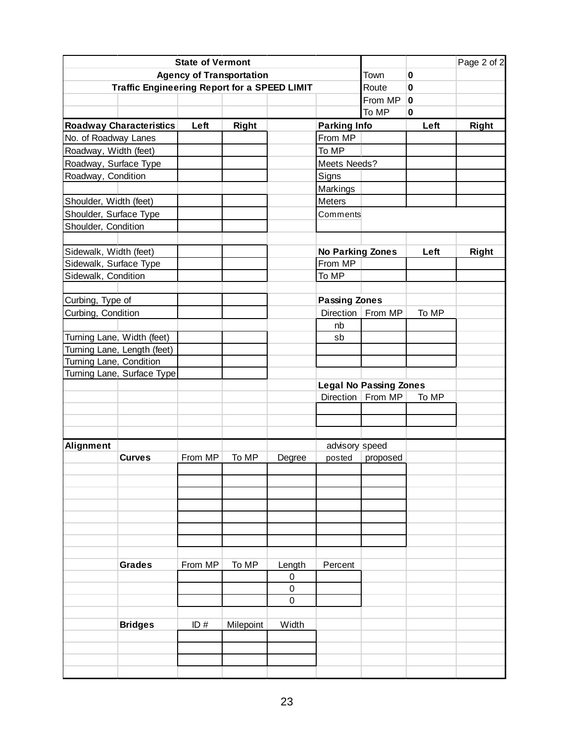**State of Vermont**

**Agency of Transportation**

**Traffic Engineering Report for a SPEED LIMIT**

Page 2 of 2

| | |
|---|---|
| Town | **0** |
| Route | **0** |
| From MP | **0** |
| To MP | **0** |

| **Roadway Characteristics** | **Left** | **Right** |
|---|---|---|
| No. of Roadway Lanes | | |
| Roadway, Width (feet) | | |
| Roadway, Surface Type | | |
| Roadway, Condition | | |
| Shoulder, Width (feet) | | |
| Shoulder, Surface Type | | |
| Shoulder, Condition | | |
| Sidewalk, Width (feet) | | |
| Sidewalk, Surface Type | | |
| Sidewalk, Condition | | |
| Curbing, Type of | | |
| Curbing, Condition | | |
| Turning Lane, Width (feet) | | |
| Turning Lane, Length (feet) | | |
| Turning Lane, Condition | | |
| Turning Lane, Surface Type | | |

| **Parking Info** | **Left** | **Right** |
|---|---|---|
| From MP | | |
| To MP | | |
| Meets Needs? | | |
| Signs | | |
| Markings | | |
| Meters | | |
| Comments | | |

| **No Parking Zones** | **Left** | **Right** |
|---|---|---|
| From MP | | |
| To MP | | |

**Passing Zones**

| Direction | From MP | To MP |
|---|---|---|
| nb | | |
| sb | | |
| | | |
| | | |

**Legal No Passing Zones**

| Direction | From MP | To MP |
|---|---|---|
| | | |
| | | |

**Alignment**

**Curves**

| From MP | To MP | Degree | advisory speed posted | advisory speed proposed |
|---|---|---|---|---|
| | | | | |
| | | | | |
| | | | | |
| | | | | |
| | | | | |
| | | | | |
| | | | | |

**Grades**

| From MP | To MP | Length | Percent |
|---|---|---|---|
| | | 0 | |
| | | 0 | |
| | | 0 | |

**Bridges**

| ID # | Milepoint | Width |
|---|---|---|
| | | |
| | | |
| | | |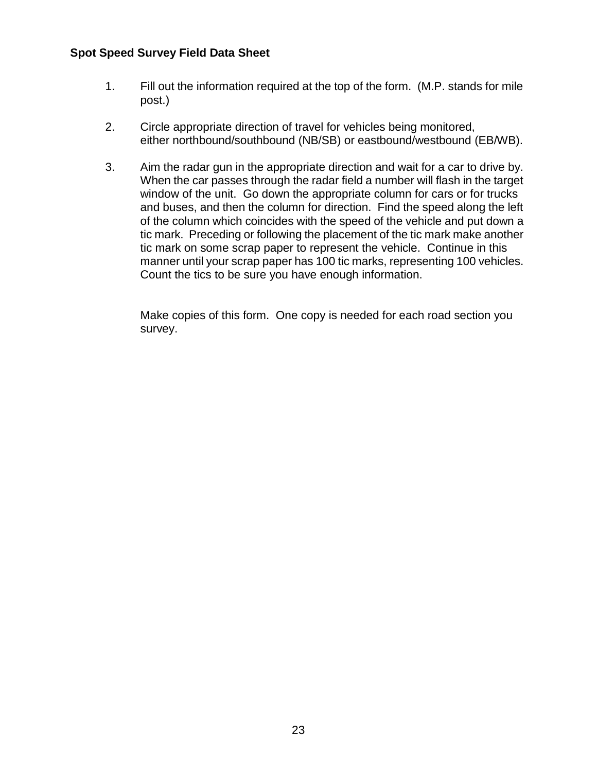**Spot Speed Survey Field Data Sheet**

1. Fill out the information required at the top of the form. (M.P. stands for mile post.)

2. Circle appropriate direction of travel for vehicles being monitored, either northbound/southbound (NB/SB) or eastbound/westbound (EB/WB).

3. Aim the radar gun in the appropriate direction and wait for a car to drive by. When the car passes through the radar field a number will flash in the target window of the unit. Go down the appropriate column for cars or for trucks and buses, and then the column for direction. Find the speed along the left of the column which coincides with the speed of the vehicle and put down a tic mark. Preceding or following the placement of the tic mark make another tic mark on some scrap paper to represent the vehicle. Continue in this manner until your scrap paper has 100 tic marks, representing 100 vehicles. Count the tics to be sure you have enough information.

   Make copies of this form. One copy is needed for each road section you survey.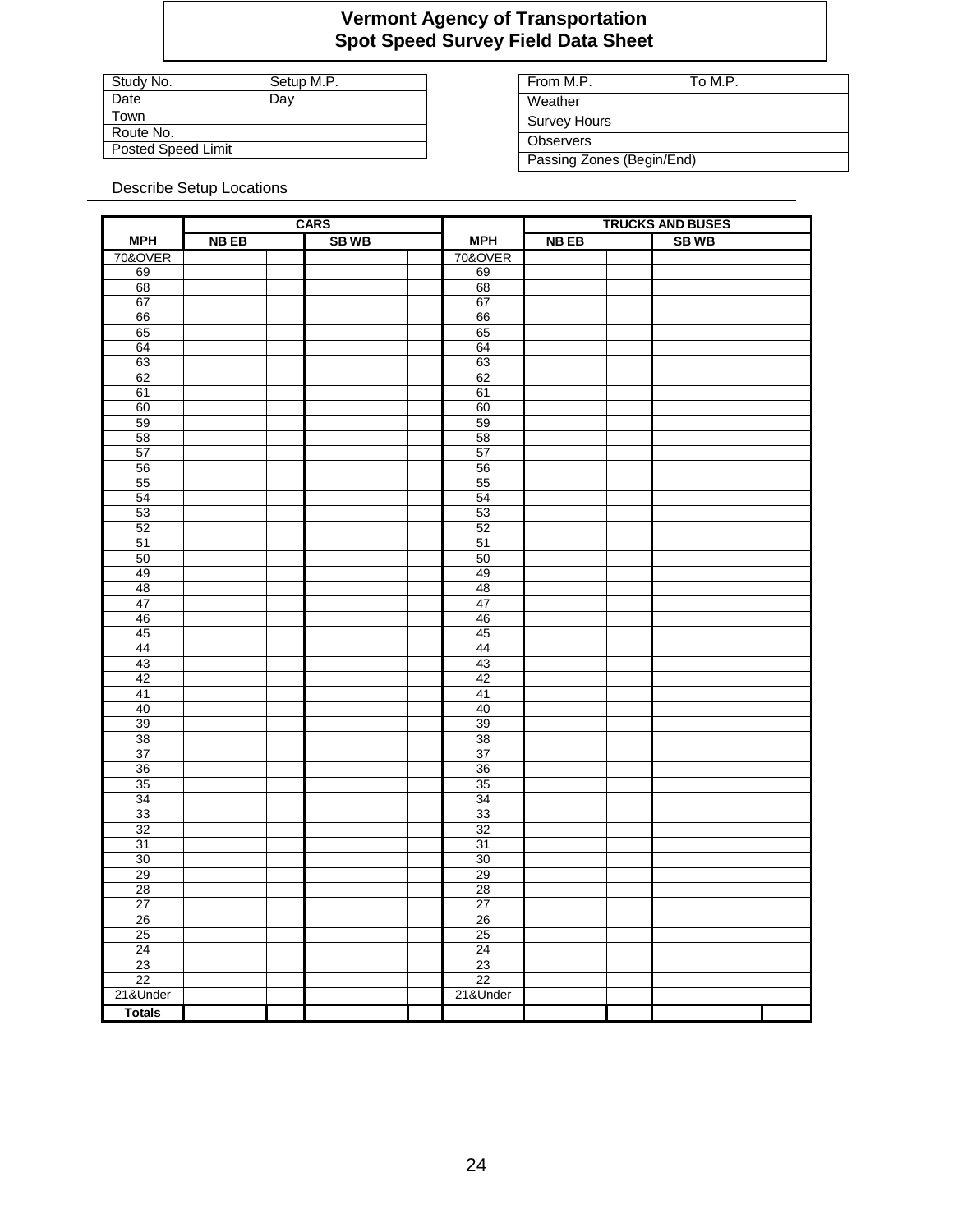# Vermont Agency of Transportation
## Spot Speed Survey Field Data Sheet

| Study No. | Setup M.P. |
|---|---|
| Date | Day |
| Town | |
| Route No. | |
| Posted Speed Limit | |

| From M.P. | To M.P. |
|---|---|
| Weather | |
| Survey Hours | |
| Observers | |
| Passing Zones (Begin/End) | |

Describe Setup Locations

| | CARS | | | | | TRUCKS AND BUSES | | | |
|---|---|---|---|---|---|---|---|---|---|
| **MPH** | **NB EB** | | **SB WB** | | **MPH** | **NB EB** | | **SB WB** | |
| 70&OVER | | | | | 70&OVER | | | | |
| 69 | | | | | 69 | | | | |
| 68 | | | | | 68 | | | | |
| 67 | | | | | 67 | | | | |
| 66 | | | | | 66 | | | | |
| 65 | | | | | 65 | | | | |
| 64 | | | | | 64 | | | | |
| 63 | | | | | 63 | | | | |
| 62 | | | | | 62 | | | | |
| 61 | | | | | 61 | | | | |
| 60 | | | | | 60 | | | | |
| 59 | | | | | 59 | | | | |
| 58 | | | | | 58 | | | | |
| 57 | | | | | 57 | | | | |
| 56 | | | | | 56 | | | | |
| 55 | | | | | 55 | | | | |
| 54 | | | | | 54 | | | | |
| 53 | | | | | 53 | | | | |
| 52 | | | | | 52 | | | | |
| 51 | | | | | 51 | | | | |
| 50 | | | | | 50 | | | | |
| 49 | | | | | 49 | | | | |
| 48 | | | | | 48 | | | | |
| 47 | | | | | 47 | | | | |
| 46 | | | | | 46 | | | | |
| 45 | | | | | 45 | | | | |
| 44 | | | | | 44 | | | | |
| 43 | | | | | 43 | | | | |
| 42 | | | | | 42 | | | | |
| 41 | | | | | 41 | | | | |
| 40 | | | | | 40 | | | | |
| 39 | | | | | 39 | | | | |
| 38 | | | | | 38 | | | | |
| 37 | | | | | 37 | | | | |
| 36 | | | | | 36 | | | | |
| 35 | | | | | 35 | | | | |
| 34 | | | | | 34 | | | | |
| 33 | | | | | 33 | | | | |
| 32 | | | | | 32 | | | | |
| 31 | | | | | 31 | | | | |
| 30 | | | | | 30 | | | | |
| 29 | | | | | 29 | | | | |
| 28 | | | | | 28 | | | | |
| 27 | | | | | 27 | | | | |
| 26 | | | | | 26 | | | | |
| 25 | | | | | 25 | | | | |
| 24 | | | | | 24 | | | | |
| 23 | | | | | 23 | | | | |
| 22 | | | | | 22 | | | | |
| 21&Under | | | | | 21&Under | | | | |
| **Totals** | | | | | | | | | |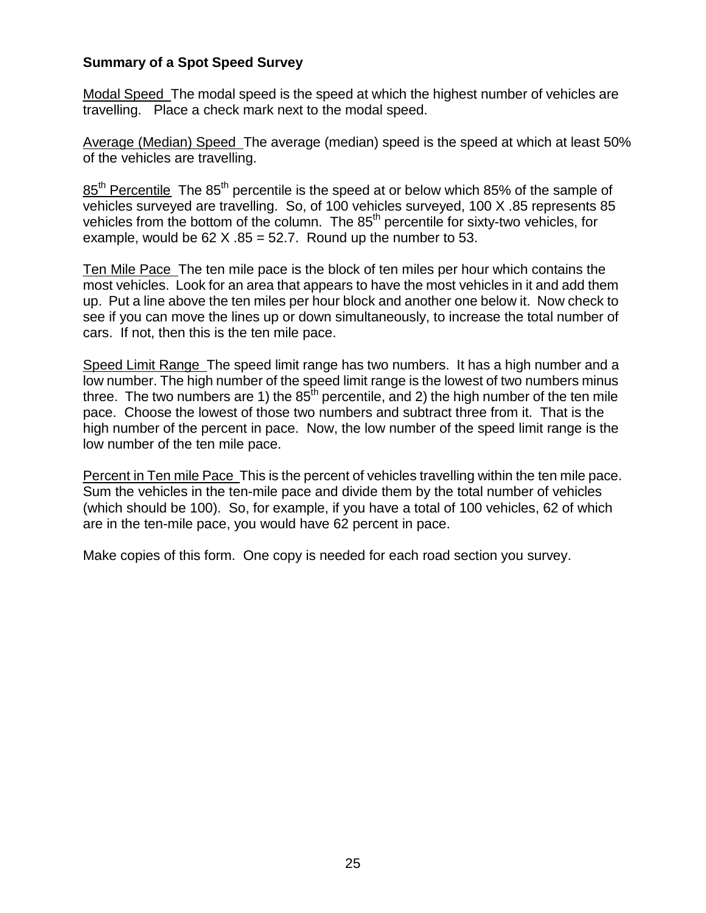**Summary of a Spot Speed Survey**

Modal Speed The modal speed is the speed at which the highest number of vehicles are travelling. Place a check mark next to the modal speed.

Average (Median) Speed The average (median) speed is the speed at which at least 50% of the vehicles are travelling.

85th Percentile The 85th percentile is the speed at or below which 85% of the sample of vehicles surveyed are travelling. So, of 100 vehicles surveyed, 100 X .85 represents 85 vehicles from the bottom of the column. The 85th percentile for sixty-two vehicles, for example, would be 62 X .85 = 52.7. Round up the number to 53.

Ten Mile Pace The ten mile pace is the block of ten miles per hour which contains the most vehicles. Look for an area that appears to have the most vehicles in it and add them up. Put a line above the ten miles per hour block and another one below it. Now check to see if you can move the lines up or down simultaneously, to increase the total number of cars. If not, then this is the ten mile pace.

Speed Limit Range The speed limit range has two numbers. It has a high number and a low number. The high number of the speed limit range is the lowest of two numbers minus three. The two numbers are 1) the 85th percentile, and 2) the high number of the ten mile pace. Choose the lowest of those two numbers and subtract three from it. That is the high number of the percent in pace. Now, the low number of the speed limit range is the low number of the ten mile pace.

Percent in Ten mile Pace This is the percent of vehicles travelling within the ten mile pace. Sum the vehicles in the ten-mile pace and divide them by the total number of vehicles (which should be 100). So, for example, if you have a total of 100 vehicles, 62 of which are in the ten-mile pace, you would have 62 percent in pace.

Make copies of this form. One copy is needed for each road section you survey.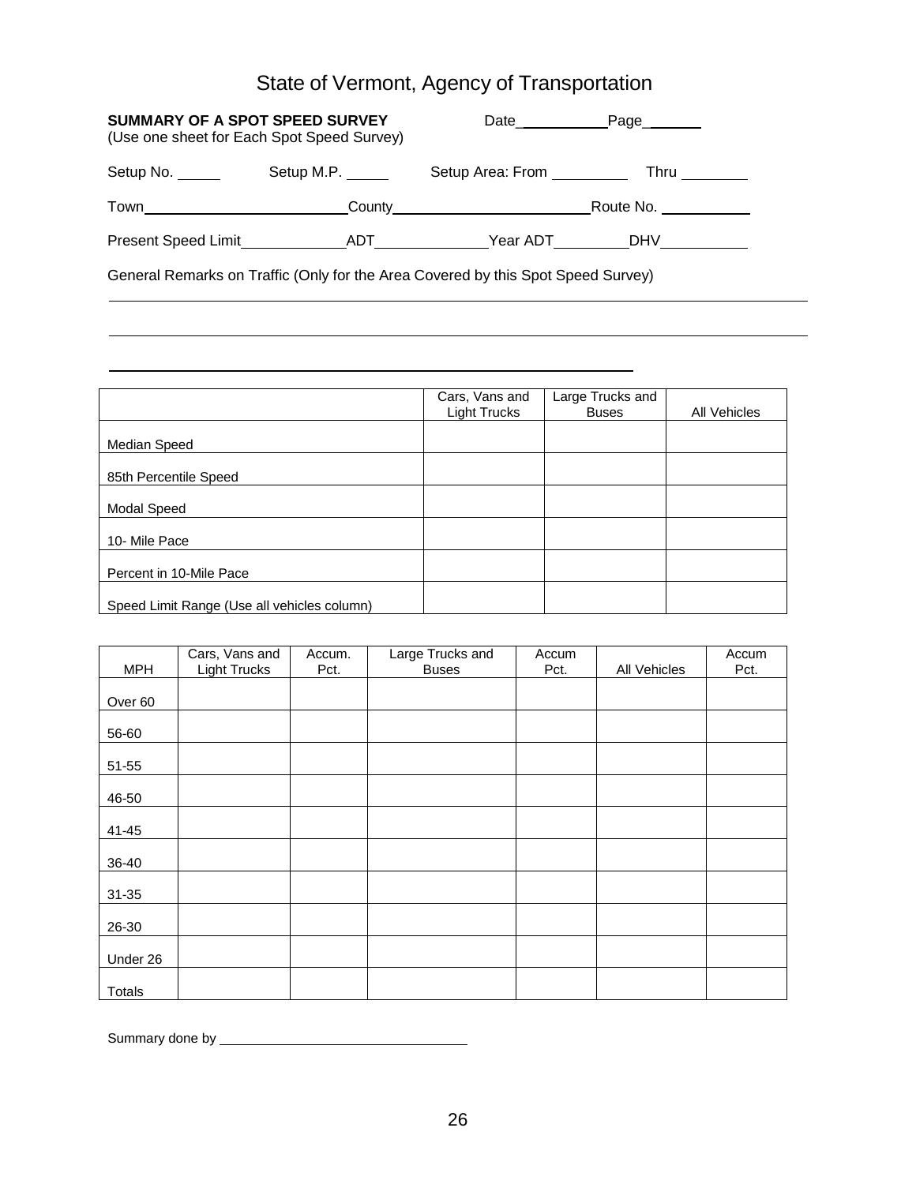# State of Vermont, Agency of Transportation

**SUMMARY OF A SPOT SPEED SURVEY** Date\_\_\_\_\_\_\_\_\_\_ Page\_\_\_\_\_\_\_
(Use one sheet for Each Spot Speed Survey)

Setup No. \_\_\_\_\_ Setup M.P. \_\_\_\_\_ Setup Area: From \_\_\_\_\_\_\_\_\_ Thru \_\_\_\_\_\_\_\_

Town\_\_\_\_\_\_\_\_\_\_\_\_\_\_\_\_\_\_\_\_\_\_\_\_County\_\_\_\_\_\_\_\_\_\_\_\_\_\_\_\_\_\_\_\_\_\_\_\_Route No. \_\_\_\_\_\_\_\_\_\_\_

Present Speed Limit\_\_\_\_\_\_\_\_\_\_\_\_\_ADT\_\_\_\_\_\_\_\_\_\_\_\_\_\_Year ADT\_\_\_\_\_\_\_\_\_DHV\_\_\_\_\_\_\_\_\_\_

General Remarks on Traffic (Only for the Area Covered by this Spot Speed Survey)

\_\_\_\_\_\_\_\_\_\_\_\_\_\_\_\_\_\_\_\_\_\_\_\_\_\_\_\_\_\_\_\_\_\_\_\_\_\_\_\_\_\_\_\_\_\_\_\_\_\_\_\_\_\_\_\_\_\_\_\_\_\_\_\_\_\_\_\_\_\_\_\_

\_\_\_\_\_\_\_\_\_\_\_\_\_\_\_\_\_\_\_\_\_\_\_\_\_\_\_\_\_\_\_\_\_\_\_\_\_\_\_\_\_\_\_\_\_\_\_\_\_\_\_\_\_\_\_\_\_\_\_\_\_\_\_\_\_\_\_\_\_\_\_\_

\_\_\_\_\_\_\_\_\_\_\_\_\_\_\_\_\_\_\_\_\_\_\_\_\_\_\_\_\_\_\_\_\_\_\_\_\_\_\_\_\_\_\_\_\_\_\_\_\_\_\_\_\_\_\_\_

| | Cars, Vans and Light Trucks | Large Trucks and Buses | All Vehicles |
|---|---|---|---|
| Median Speed | | | |
| 85th Percentile Speed | | | |
| Modal Speed | | | |
| 10- Mile Pace | | | |
| Percent in 10-Mile Pace | | | |
| Speed Limit Range (Use all vehicles column) | | | |

| MPH | Cars, Vans and Light Trucks | Accum. Pct. | Large Trucks and Buses | Accum Pct. | All Vehicles | Accum Pct. |
|---|---|---|---|---|---|---|
| Over 60 | | | | | | |
| 56-60 | | | | | | |
| 51-55 | | | | | | |
| 46-50 | | | | | | |
| 41-45 | | | | | | |
| 36-40 | | | | | | |
| 31-35 | | | | | | |
| 26-30 | | | | | | |
| Under 26 | | | | | | |
| Totals | | | | | | |

Summary done by \_\_\_\_\_\_\_\_\_\_\_\_\_\_\_\_\_\_\_\_\_\_\_\_\_\_\_\_\_\_\_\_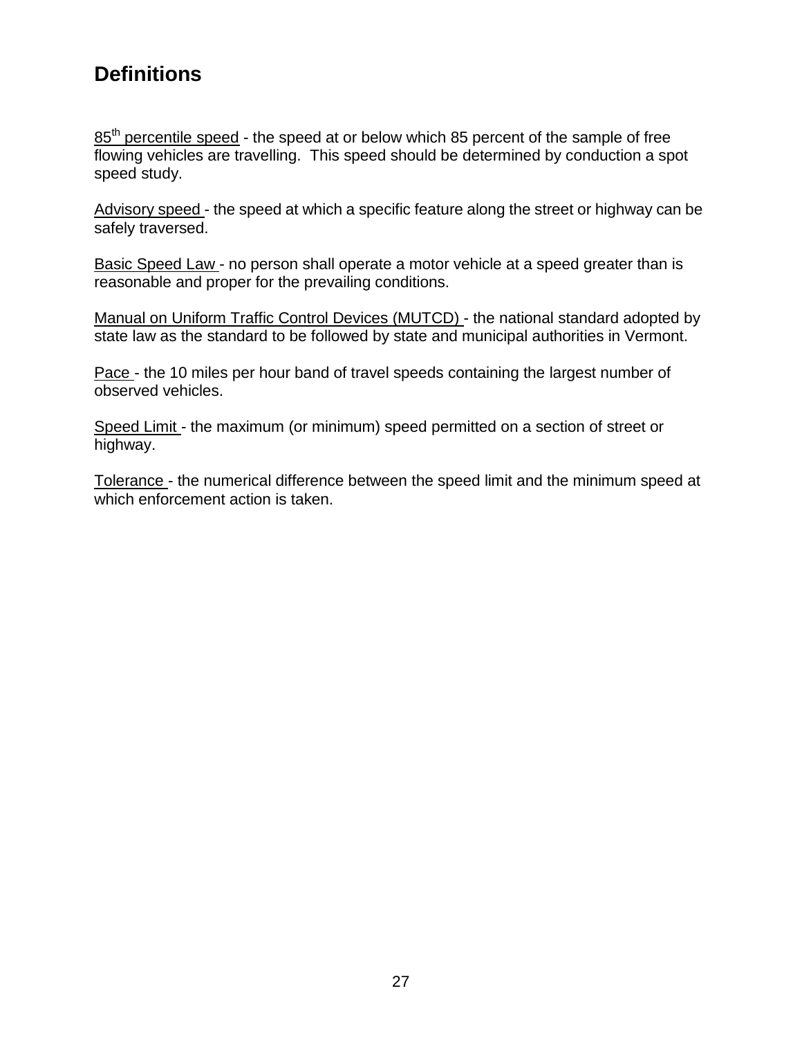## Definitions

85th percentile speed - the speed at or below which 85 percent of the sample of free flowing vehicles are travelling. This speed should be determined by conduction a spot speed study.

Advisory speed - the speed at which a specific feature along the street or highway can be safely traversed.

Basic Speed Law - no person shall operate a motor vehicle at a speed greater than is reasonable and proper for the prevailing conditions.

Manual on Uniform Traffic Control Devices (MUTCD) - the national standard adopted by state law as the standard to be followed by state and municipal authorities in Vermont.

Pace - the 10 miles per hour band of travel speeds containing the largest number of observed vehicles.

Speed Limit - the maximum (or minimum) speed permitted on a section of street or highway.

Tolerance - the numerical difference between the speed limit and the minimum speed at which enforcement action is taken.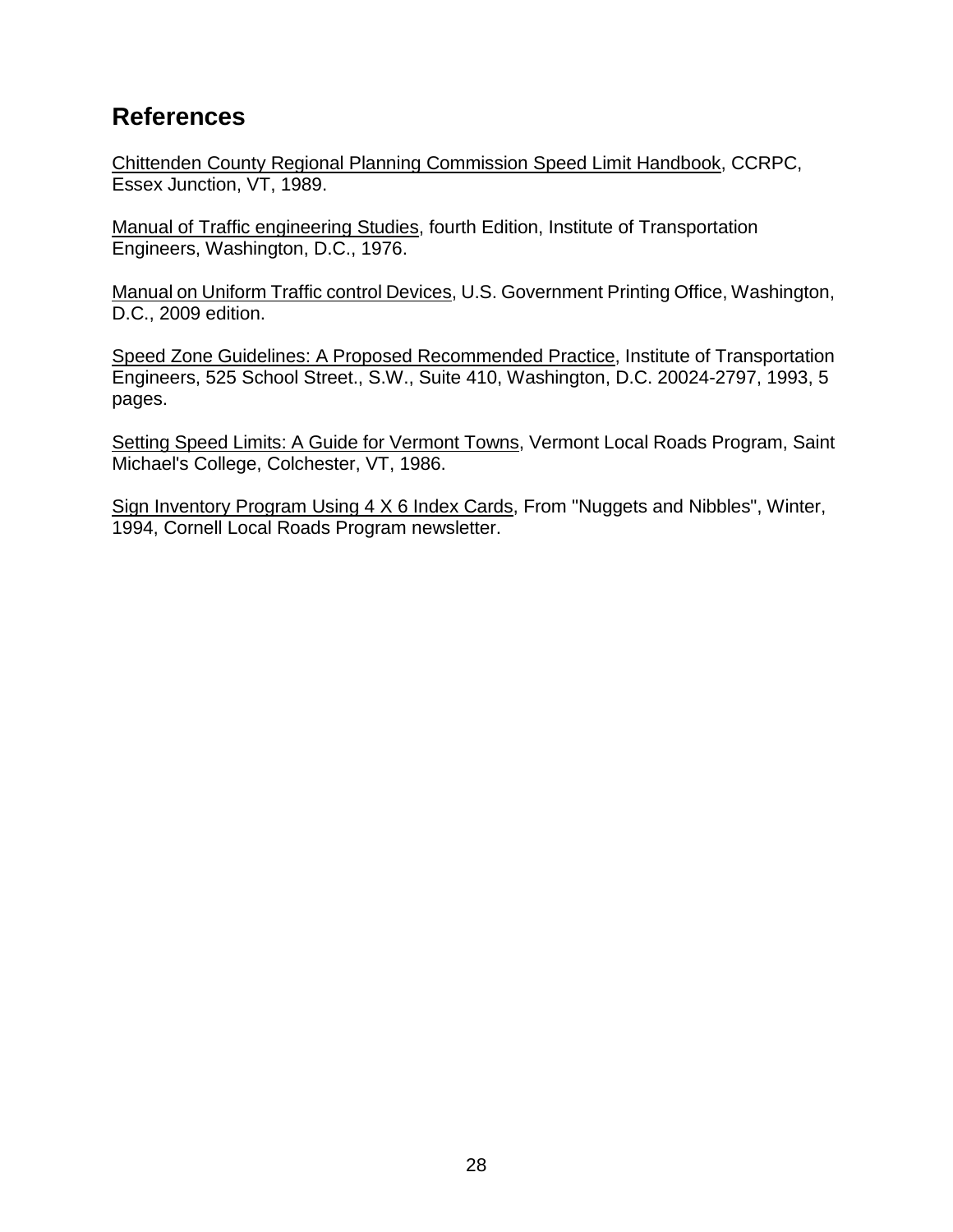## References

<u>Chittenden County Regional Planning Commission Speed Limit Handbook</u>, CCRPC, Essex Junction, VT, 1989.

<u>Manual of Traffic engineering Studies</u>, fourth Edition, Institute of Transportation Engineers, Washington, D.C., 1976.

<u>Manual on Uniform Traffic control Devices</u>, U.S. Government Printing Office, Washington, D.C., 2009 edition.

<u>Speed Zone Guidelines: A Proposed Recommended Practice</u>, Institute of Transportation Engineers, 525 School Street., S.W., Suite 410, Washington, D.C. 20024-2797, 1993, 5 pages.

<u>Setting Speed Limits: A Guide for Vermont Towns</u>, Vermont Local Roads Program, Saint Michael's College, Colchester, VT, 1986.

<u>Sign Inventory Program Using 4 X 6 Index Cards</u>, From "Nuggets and Nibbles", Winter, 1994, Cornell Local Roads Program newsletter.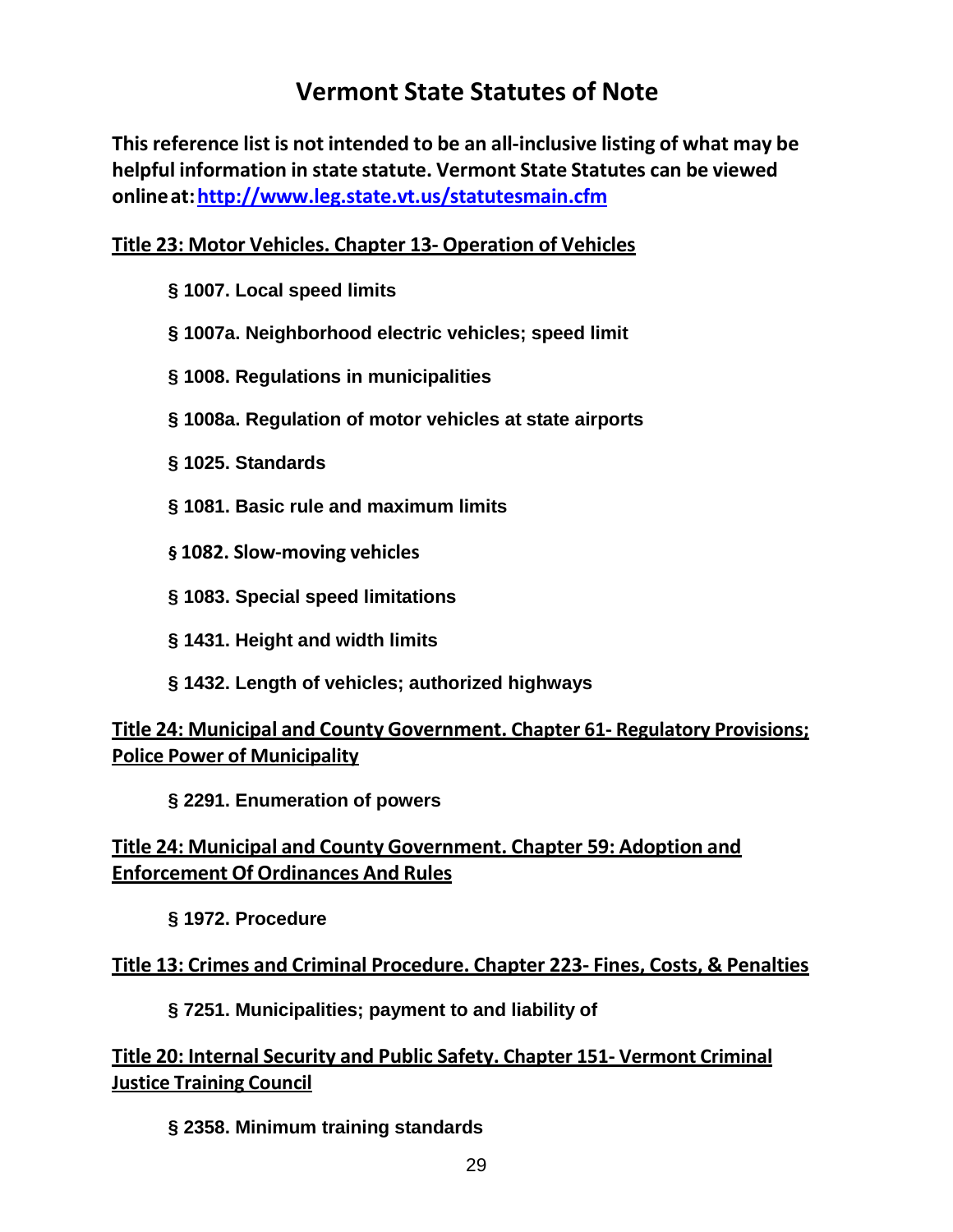# Vermont State Statutes of Note

**This reference list is not intended to be an all-inclusive listing of what may be helpful information in state statute. Vermont State Statutes can be viewed online at: [http://www.leg.state.vt.us/statutesmain.cfm](http://www.leg.state.vt.us/statutesmain.cfm)**

## Title 23: Motor Vehicles. Chapter 13- Operation of Vehicles

- **§ 1007. Local speed limits**
- **§ 1007a. Neighborhood electric vehicles; speed limit**
- **§ 1008. Regulations in municipalities**
- **§ 1008a. Regulation of motor vehicles at state airports**
- **§ 1025. Standards**
- **§ 1081. Basic rule and maximum limits**
- **§ 1082. Slow-moving vehicles**
- **§ 1083. Special speed limitations**
- **§ 1431. Height and width limits**
- **§ 1432. Length of vehicles; authorized highways**

## Title 24: Municipal and County Government. Chapter 61- Regulatory Provisions; Police Power of Municipality

- **§ 2291. Enumeration of powers**

## Title 24: Municipal and County Government. Chapter 59: Adoption and Enforcement Of Ordinances And Rules

- **§ 1972. Procedure**

## Title 13: Crimes and Criminal Procedure. Chapter 223- Fines, Costs, & Penalties

- **§ 7251. Municipalities; payment to and liability of**

## Title 20: Internal Security and Public Safety. Chapter 151- Vermont Criminal Justice Training Council

- **§ 2358. Minimum training standards**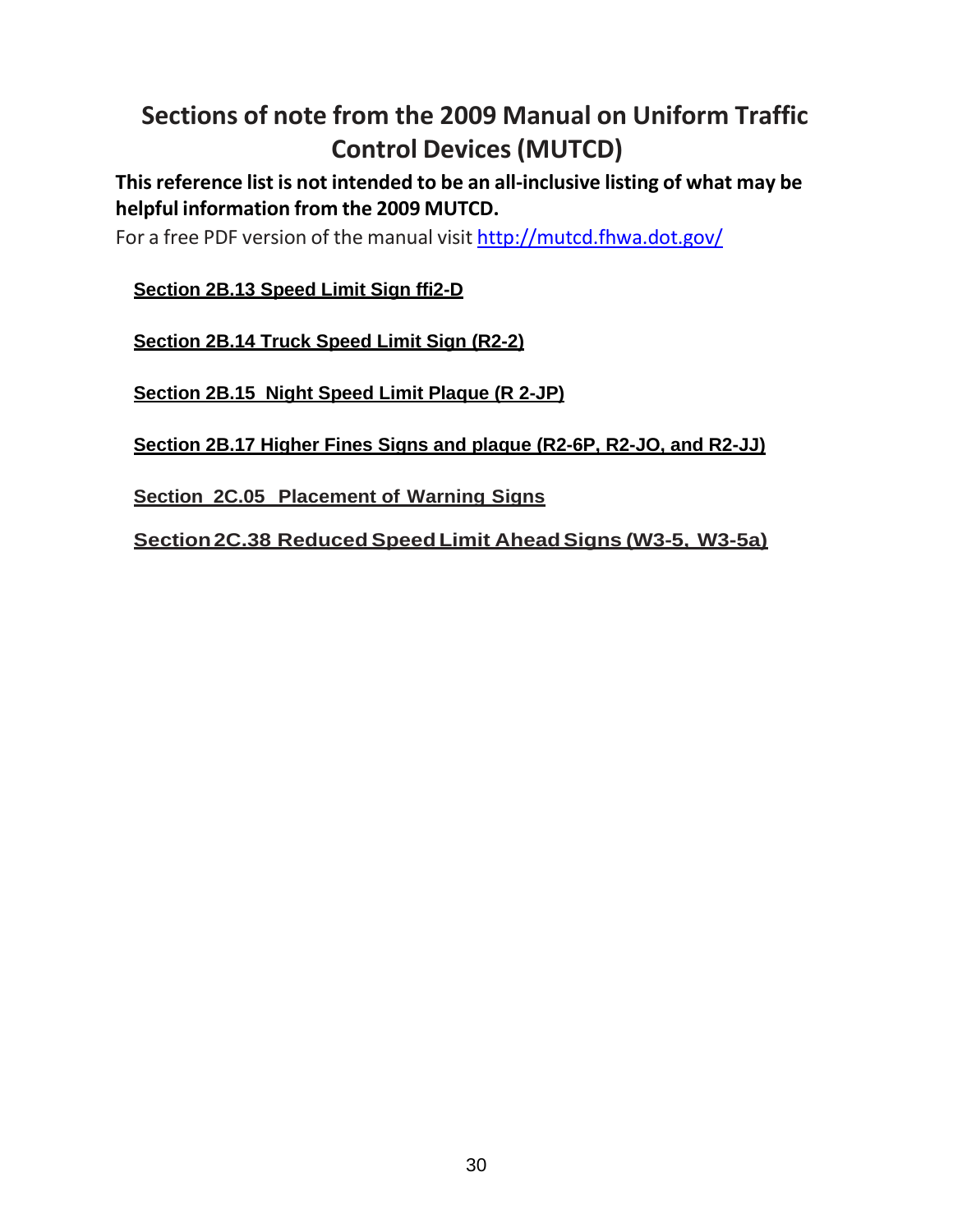# Sections of note from the 2009 Manual on Uniform Traffic Control Devices (MUTCD)

**This reference list is not intended to be an all-inclusive listing of what may be helpful information from the 2009 MUTCD.**

For a free PDF version of the manual visit http://mutcd.fhwa.dot.gov/

**Section 2B.13 Speed Limit Sign ffi2-D**

**Section 2B.14 Truck Speed Limit Sign (R2-2)**

**Section 2B.15 Night Speed Limit Plaque (R 2-JP)**

**Section 2B.17 Higher Fines Signs and plaque (R2-6P, R2-JO, and R2-JJ)**

**Section 2C.05 Placement of Warning Signs**

**Section 2C.38 Reduced Speed Limit Ahead Signs (W3-5, W3-5a)**